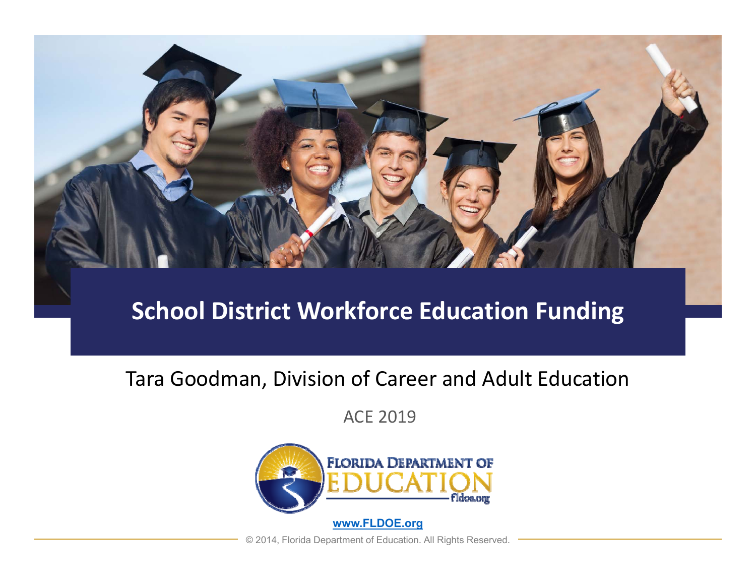# School District Workforce Education Funding

Tara Goodman, Division of Career and Adult Education

ACE 2019

FLORIDA DEPARTMENT OF EDUCATION

fldoe.org

www.FLDOE.org

© 2014, Florida Department of Education. All Rights Reserved.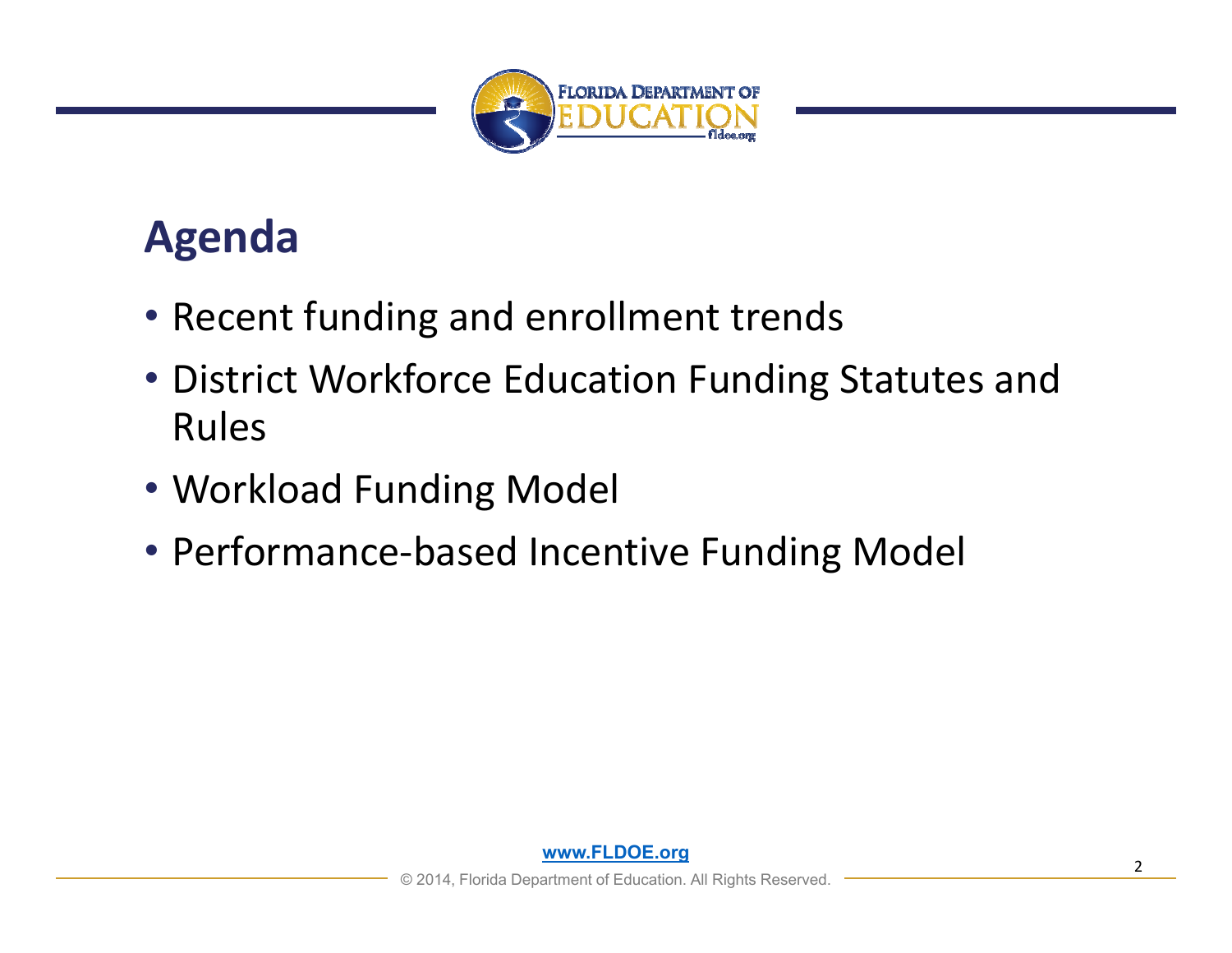## Agenda

- Recent funding and enrollment trends
- District Workforce Education Funding Statutes and Rules
- Workload Funding Model
- Performance-based Incentive Funding Model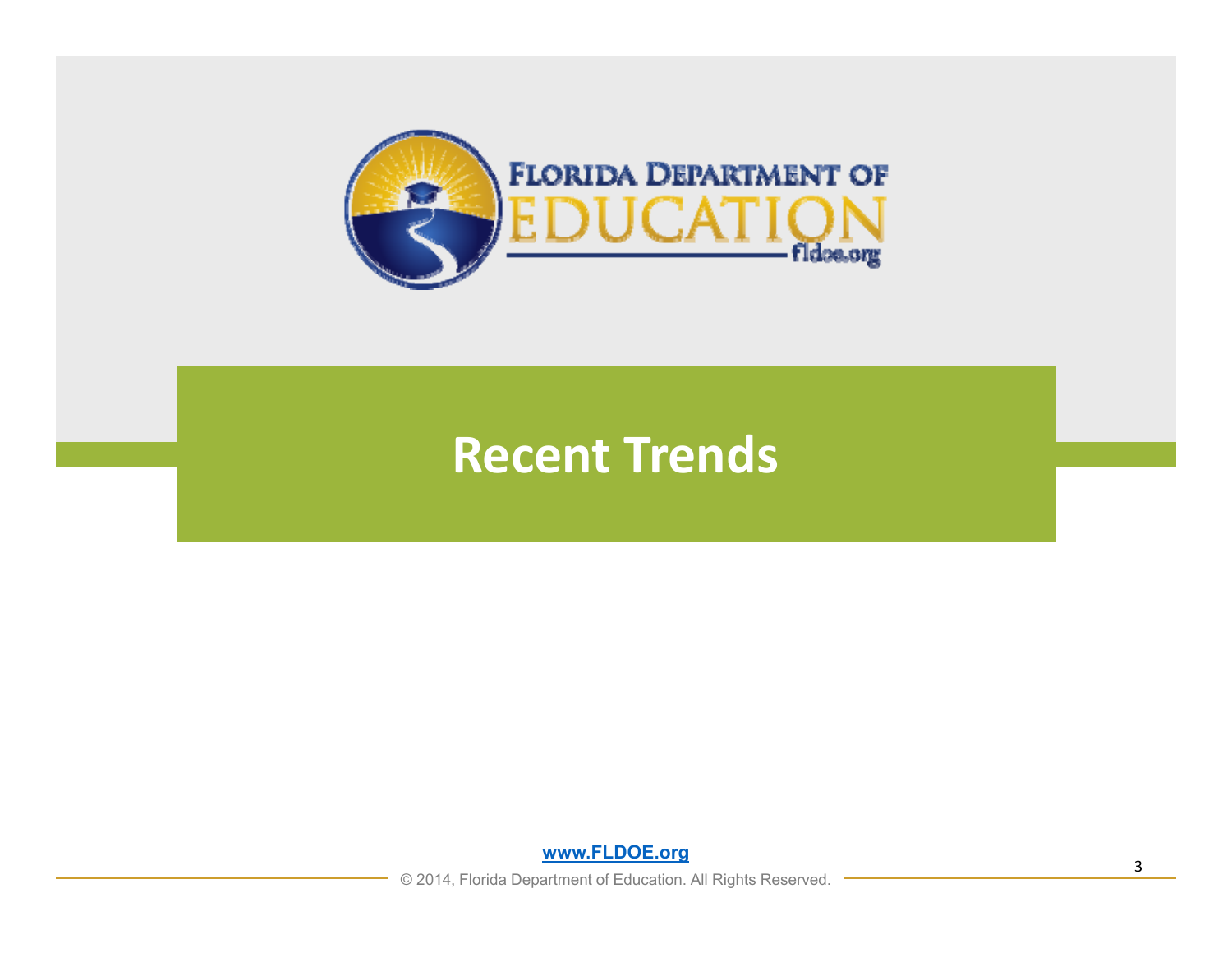# Recent Trends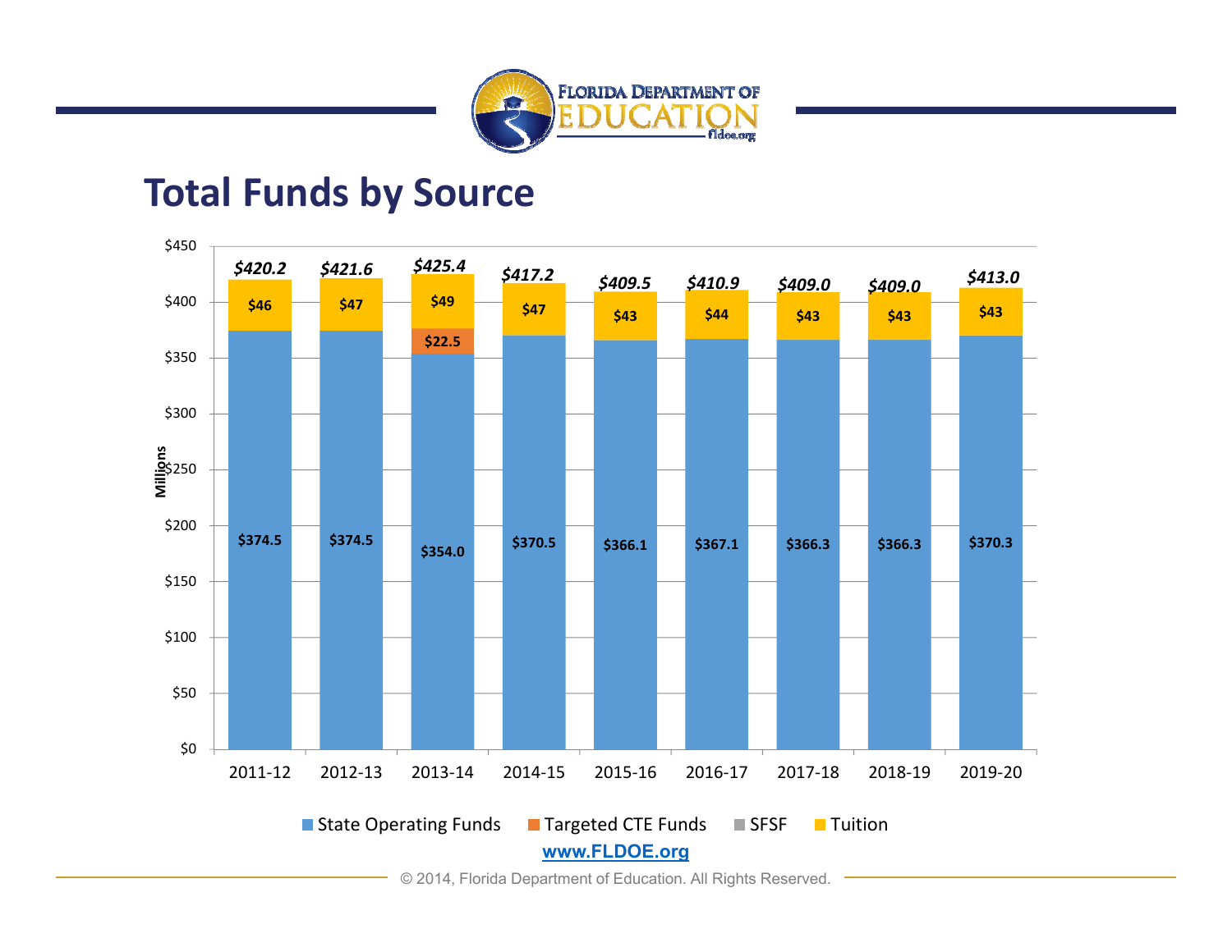# Total Funds by Source

Millions

| | 2011-12 | 2012-13 | 2013-14 | 2014-15 | 2015-16 | 2016-17 | 2017-18 | 2018-19 | 2019-20 |
|---|---|---|---|---|---|---|---|---|---|
| State Operating Funds | $374.5 | $374.5 | $354.0 | $370.5 | $366.1 | $367.1 | $366.3 | $366.3 | $370.3 |
| Targeted CTE Funds | | | $22.5 | | | | | | |
| SFSF | | | | | | | | | |
| Tuition | $46 | $47 | $49 | $47 | $43 | $44 | $43 | $43 | $43 |
| Total | $420.2 | $421.6 | $425.4 | $417.2 | $409.5 | $410.9 | $409.0 | $409.0 | $413.0 |

www.FLDOE.org

© 2014, Florida Department of Education. All Rights Reserved.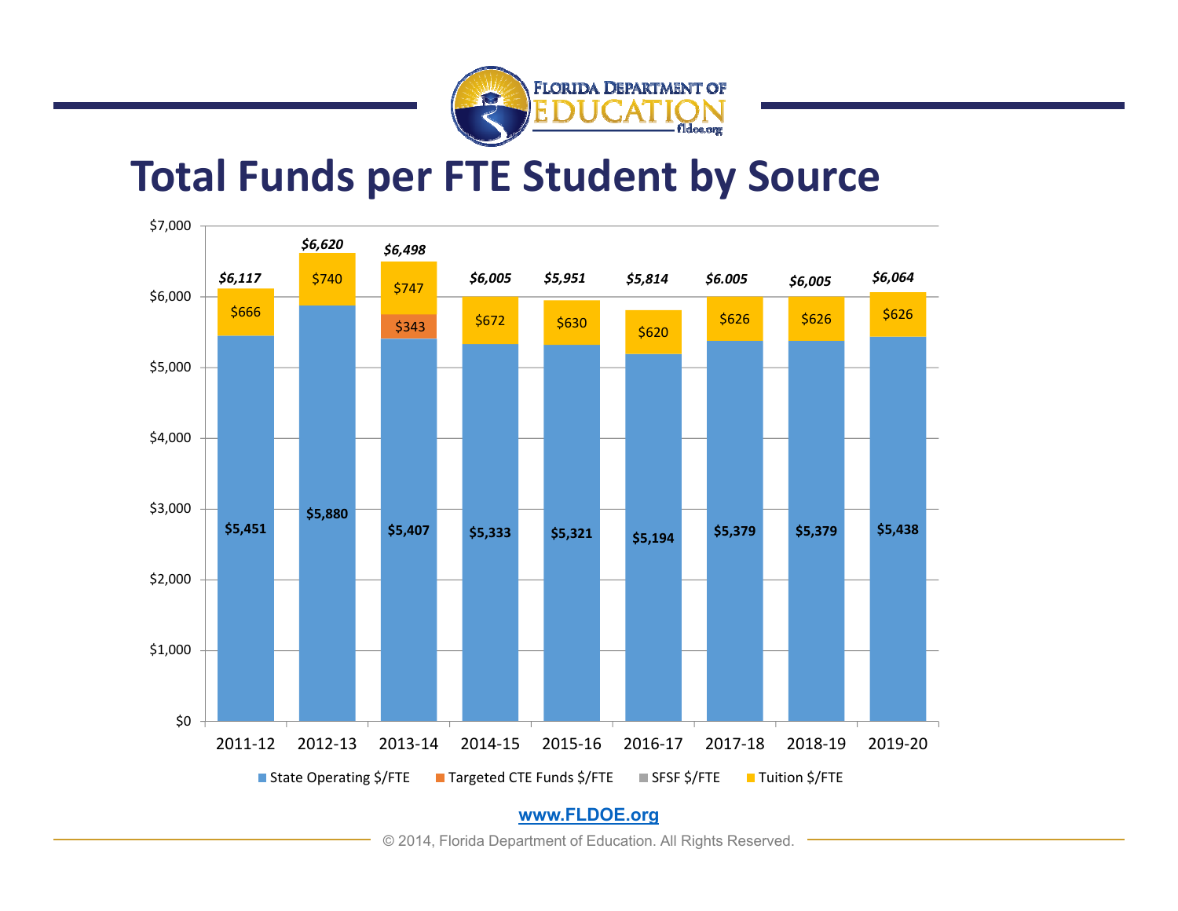# Total Funds per FTE Student by Source

| Year | State Operating $/FTE | Targeted CTE Funds $/FTE | SFSF $/FTE | Tuition $/FTE | Total |
|---|---|---|---|---|---|
| 2011-12 | $5,451 | | | $666 | $6,117 |
| 2012-13 | $5,880 | | | $740 | $6,620 |
| 2013-14 | $5,407 | $343 | | $747 | $6,498 |
| 2014-15 | $5,333 | | | $672 | $6,005 |
| 2015-16 | $5,321 | | | $630 | $5,951 |
| 2016-17 | $5,194 | | | $620 | $5,814 |
| 2017-18 | $5,379 | | | $626 | $6.005 |
| 2018-19 | $5,379 | | | $626 | $6,005 |
| 2019-20 | $5,438 | | | $626 | $6,064 |

www.FLDOE.org

© 2014, Florida Department of Education. All Rights Reserved.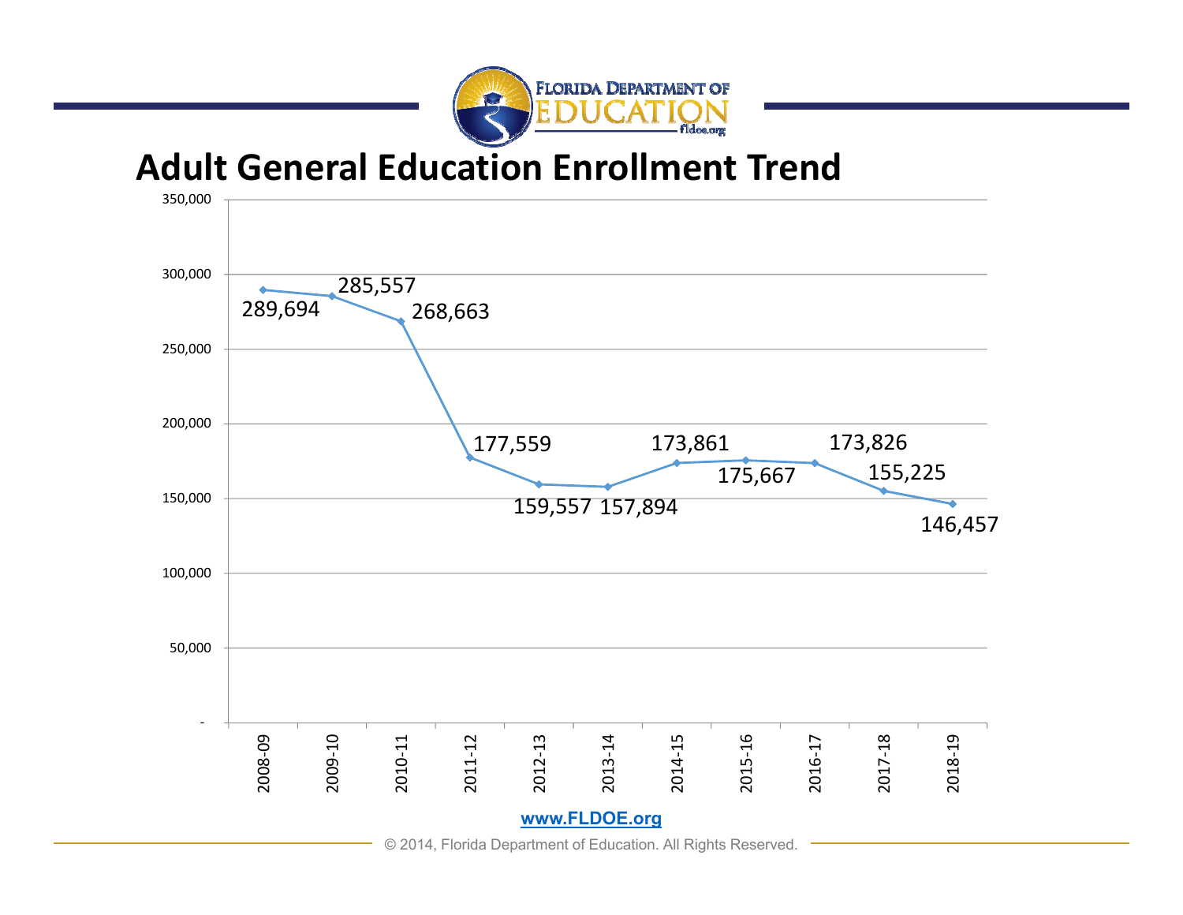# Adult General Education Enrollment Trend

| Year | Enrollment |
|---|---|
| 2008-09 | 289,694 |
| 2009-10 | 285,557 |
| 2010-11 | 268,663 |
| 2011-12 | 177,559 |
| 2012-13 | 159,557 |
| 2013-14 | 157,894 |
| 2014-15 | 173,861 |
| 2015-16 | 175,667 |
| 2016-17 | 173,826 |
| 2017-18 | 155,225 |
| 2018-19 | 146,457 |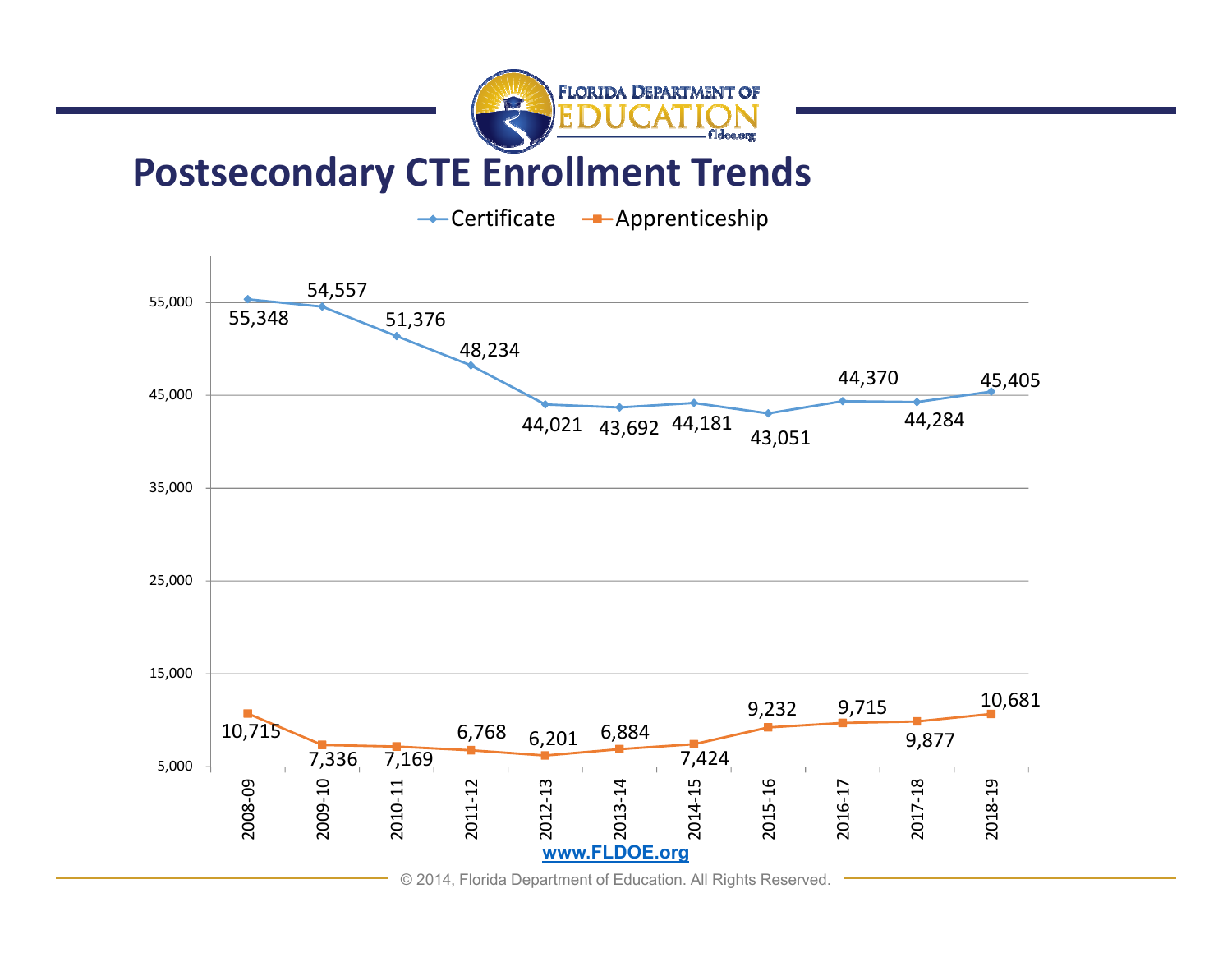# Postsecondary CTE Enrollment Trends

| Year | Certificate | Apprenticeship |
|---|---|---|
| 2008-09 | 55,348 | 10,715 |
| 2009-10 | 54,557 | 7,336 |
| 2010-11 | 51,376 | 7,169 |
| 2011-12 | 48,234 | 6,768 |
| 2012-13 | 44,021 | 6,201 |
| 2013-14 | 43,692 | 6,884 |
| 2014-15 | 44,181 | 7,424 |
| 2015-16 | 43,051 | 9,232 |
| 2016-17 | 44,370 | 9,715 |
| 2017-18 | 44,284 | 9,877 |
| 2018-19 | 45,405 | 10,681 |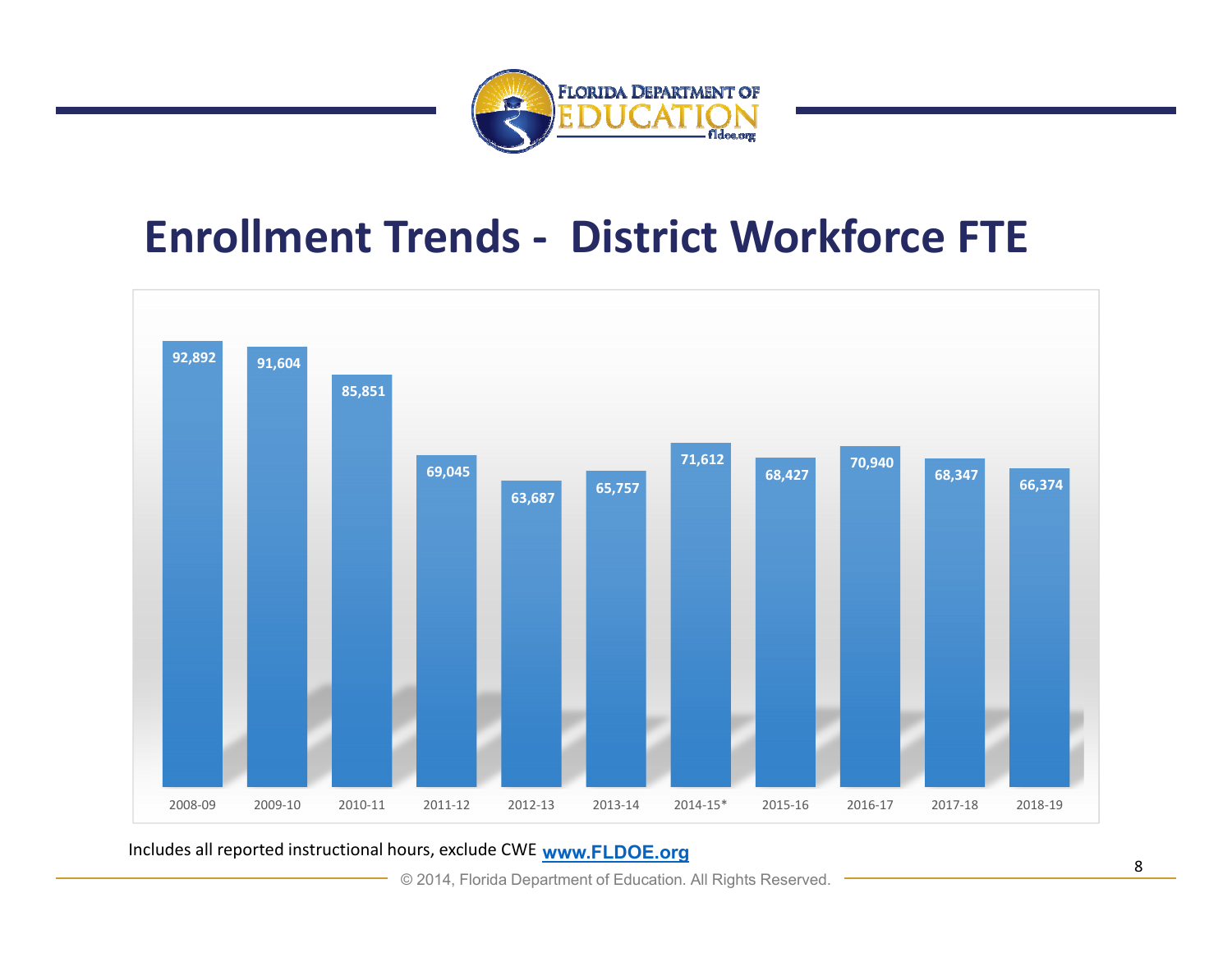# Enrollment Trends - District Workforce FTE

| Year | FTE |
|---|---|
| 2008-09 | 92,892 |
| 2009-10 | 91,604 |
| 2010-11 | 85,851 |
| 2011-12 | 69,045 |
| 2012-13 | 63,687 |
| 2013-14 | 65,757 |
| 2014-15* | 71,612 |
| 2015-16 | 68,427 |
| 2016-17 | 70,940 |
| 2017-18 | 68,347 |
| 2018-19 | 66,374 |

Includes all reported instructional hours, exclude CWE www.FLDOE.org

© 2014, Florida Department of Education. All Rights Reserved.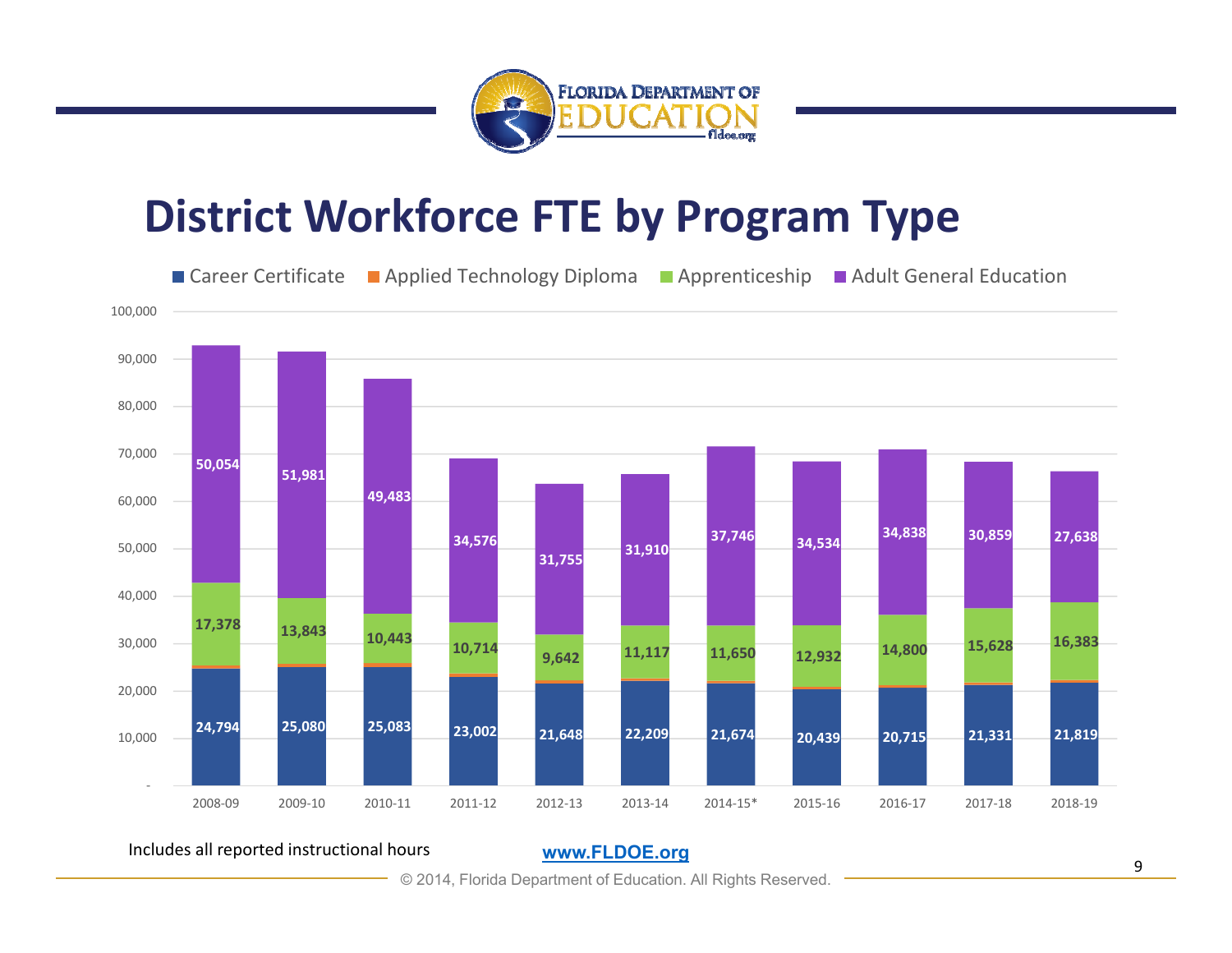# District Workforce FTE by Program Type

| Year | Career Certificate | Applied Technology Diploma | Apprenticeship | Adult General Education |
|---|---|---|---|---|
| 2008-09 | 24,794 | | 17,378 | 50,054 |
| 2009-10 | 25,080 | | 13,843 | 51,981 |
| 2010-11 | 25,083 | | 10,443 | 49,483 |
| 2011-12 | 23,002 | | 10,714 | 34,576 |
| 2012-13 | 21,648 | | 9,642 | 31,755 |
| 2013-14 | 22,209 | | 11,117 | 31,910 |
| 2014-15* | 21,674 | | 11,650 | 37,746 |
| 2015-16 | 20,439 | | 12,932 | 34,534 |
| 2016-17 | 20,715 | | 14,800 | 34,838 |
| 2017-18 | 21,331 | | 15,628 | 30,859 |
| 2018-19 | 21,819 | | 16,383 | 27,638 |

Includes all reported instructional hours

www.FLDOE.org

© 2014, Florida Department of Education. All Rights Reserved.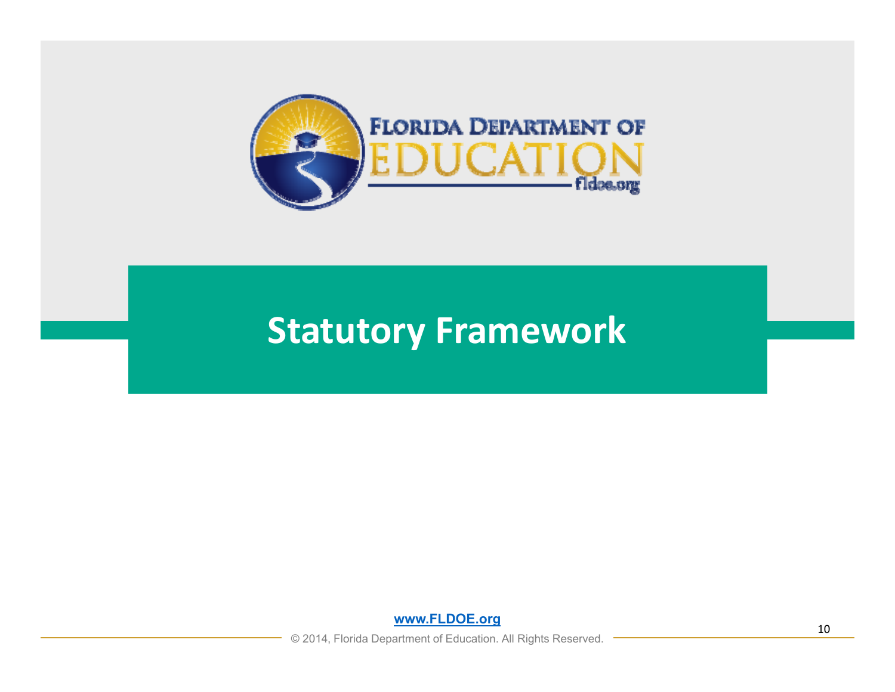# Statutory Framework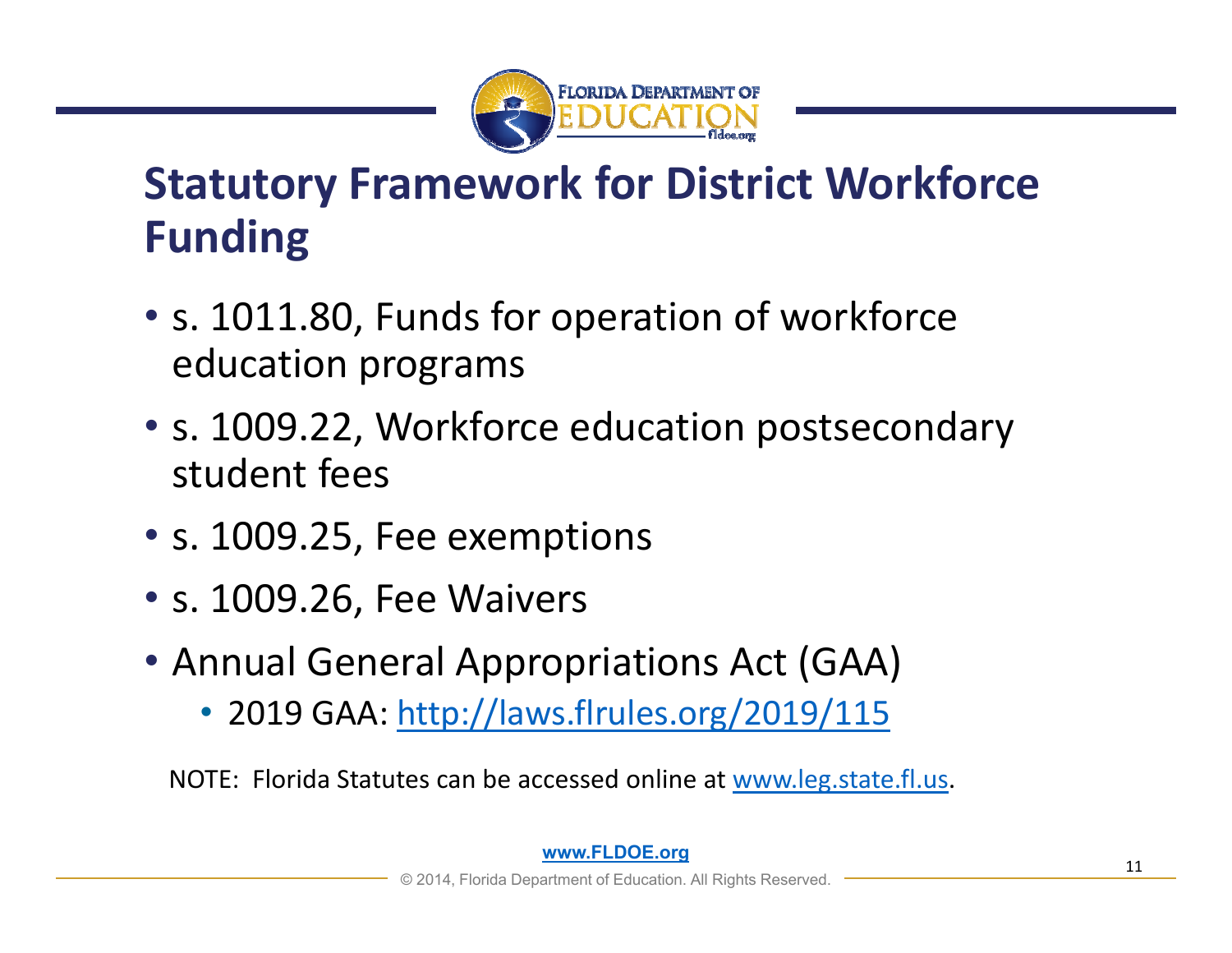# Statutory Framework for District Workforce Funding

- s. 1011.80, Funds for operation of workforce education programs
- s. 1009.22, Workforce education postsecondary student fees
- s. 1009.25, Fee exemptions
- s. 1009.26, Fee Waivers
- Annual General Appropriations Act (GAA)
  - 2019 GAA: http://laws.flrules.org/2019/115

NOTE: Florida Statutes can be accessed online at www.leg.state.fl.us.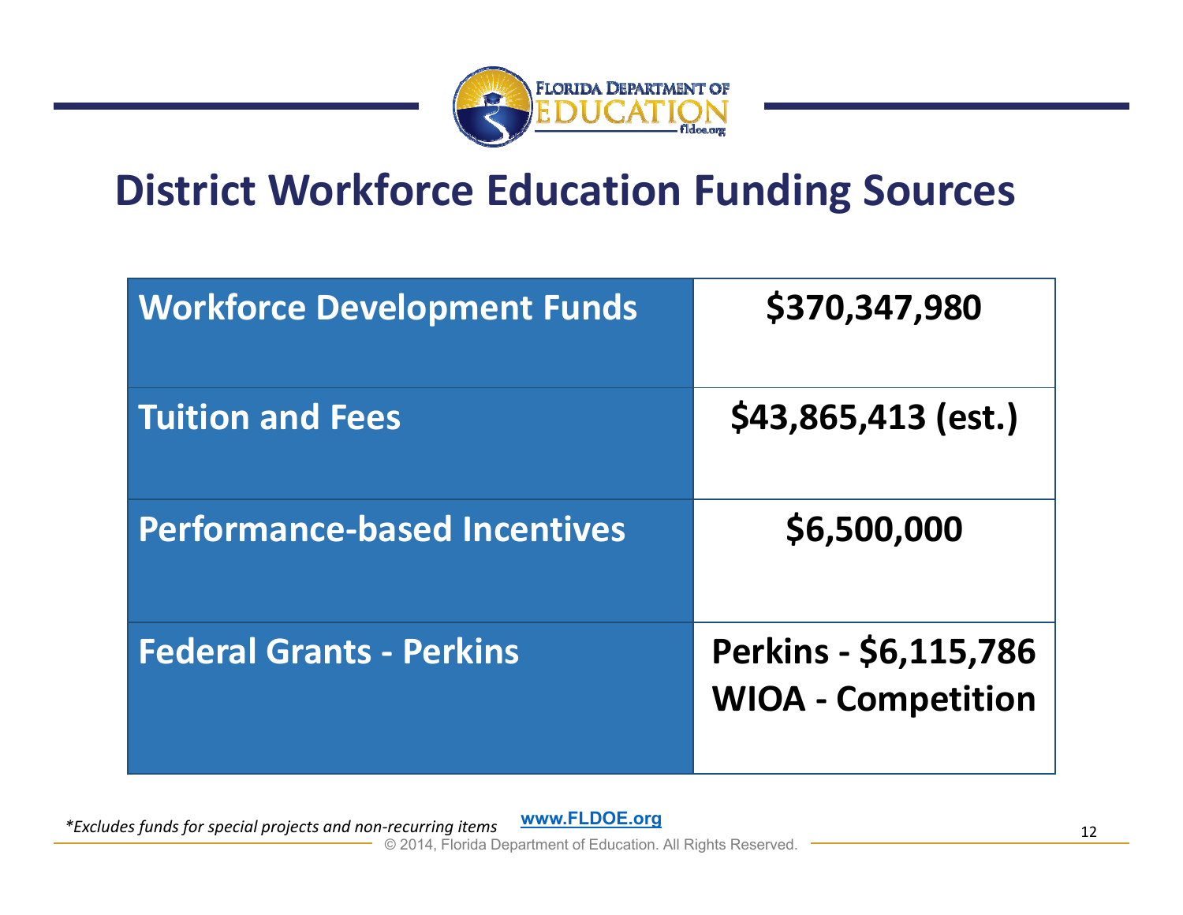# District Workforce Education Funding Sources

| Source | Amount |
|---|---|
| Workforce Development Funds | $370,347,980 |
| Tuition and Fees | $43,865,413 (est.) |
| Performance-based Incentives | $6,500,000 |
| Federal Grants - Perkins | Perkins - $6,115,786<br>WIOA - Competition |

*\*Excludes funds for special projects and non-recurring items*

www.FLDOE.org

© 2014, Florida Department of Education. All Rights Reserved.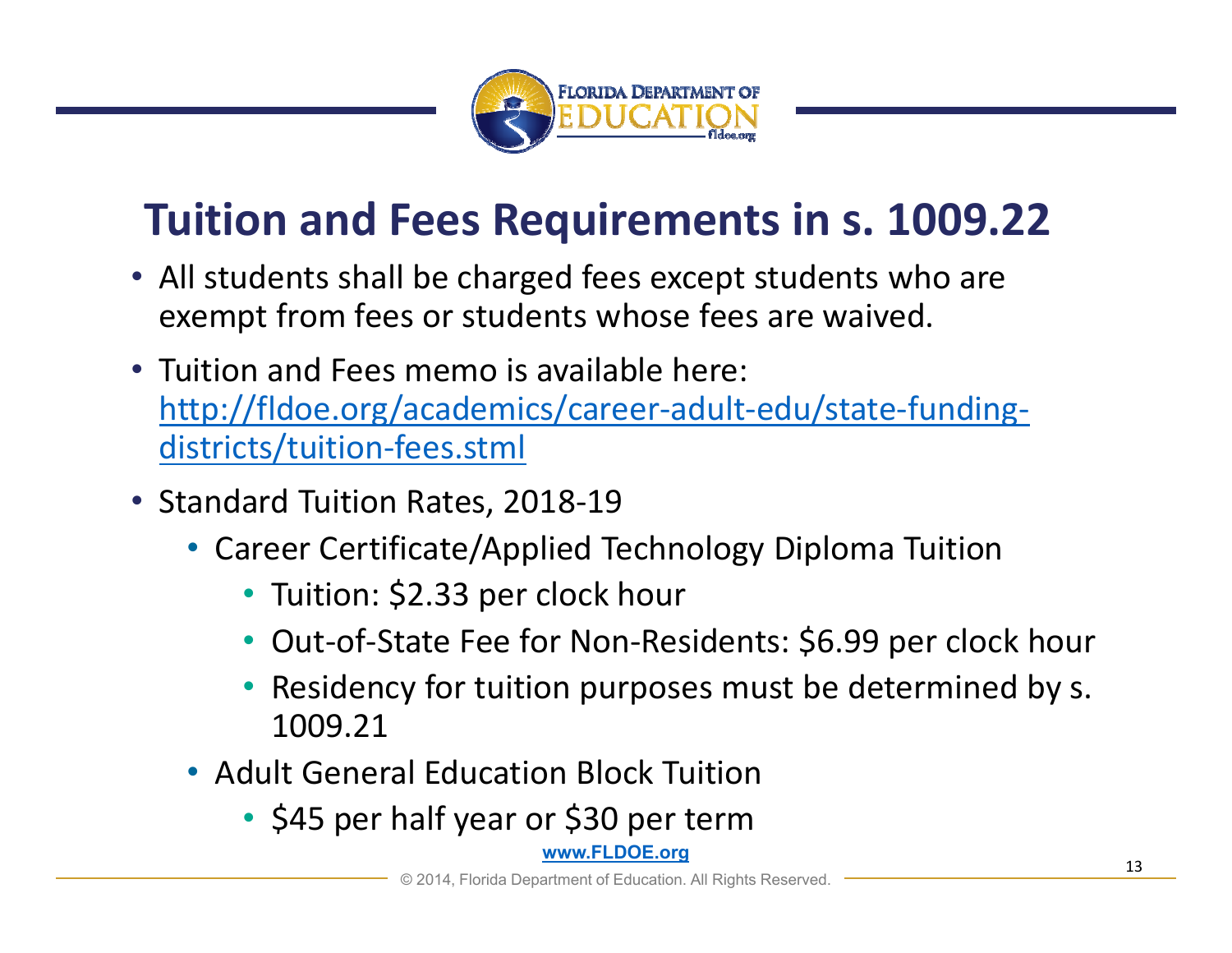# Tuition and Fees Requirements in s. 1009.22

- All students shall be charged fees except students who are exempt from fees or students whose fees are waived.
- Tuition and Fees memo is available here: [http://fldoe.org/academics/career-adult-edu/state-funding-districts/tuition-fees.stml](http://fldoe.org/academics/career-adult-edu/state-funding-districts/tuition-fees.stml)
- Standard Tuition Rates, 2018-19
  - Career Certificate/Applied Technology Diploma Tuition
    - Tuition: $2.33 per clock hour
    - Out-of-State Fee for Non-Residents: $6.99 per clock hour
    - Residency for tuition purposes must be determined by s. 1009.21
  - Adult General Education Block Tuition
    - $45 per half year or $30 per term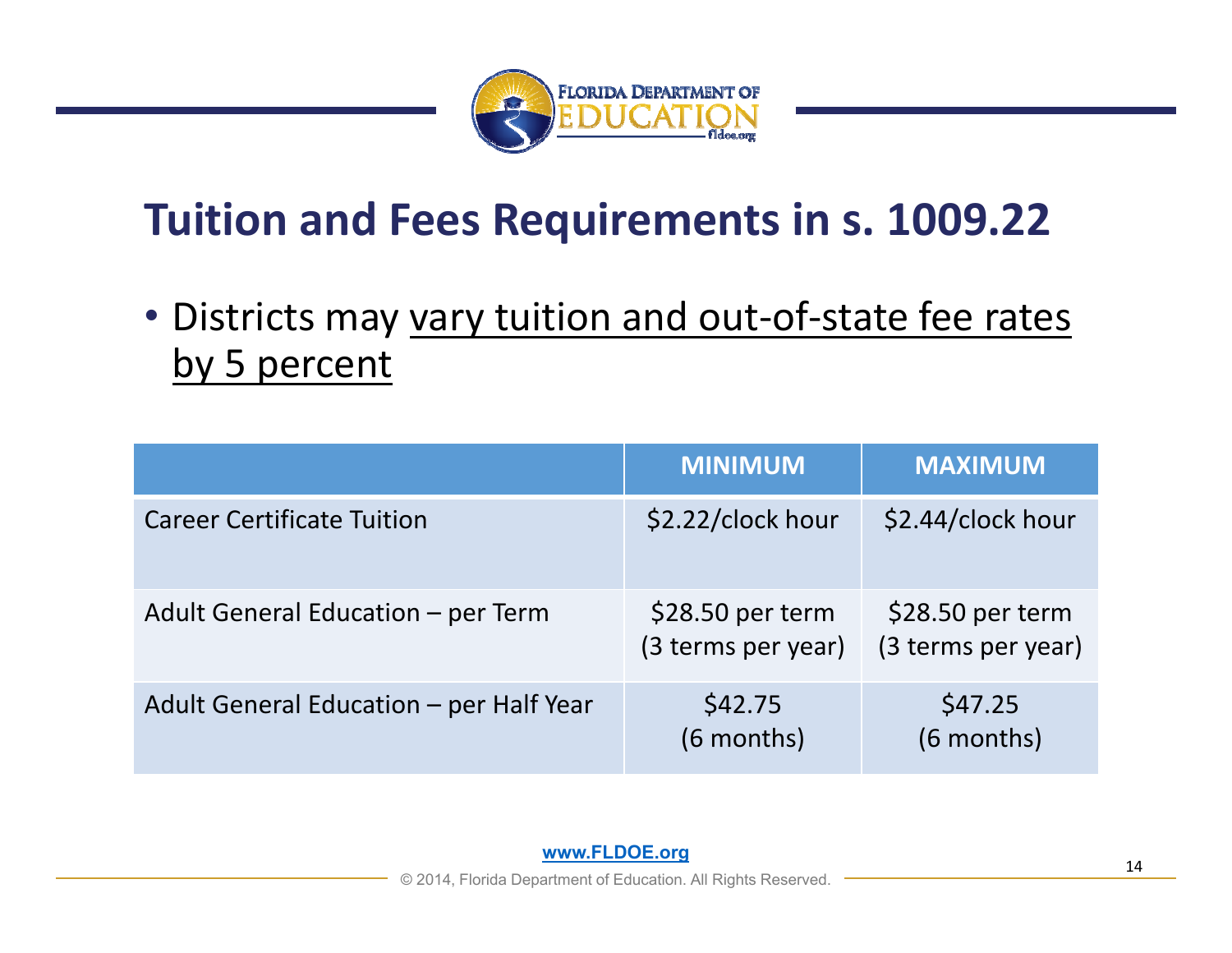# Tuition and Fees Requirements in s. 1009.22

- Districts may vary tuition and out-of-state fee rates by 5 percent

| | MINIMUM | MAXIMUM |
|---|---|---|
| Career Certificate Tuition | $2.22/clock hour | $2.44/clock hour |
| Adult General Education – per Term | $28.50 per term (3 terms per year) | $28.50 per term (3 terms per year) |
| Adult General Education – per Half Year | $42.75 (6 months) | $47.25 (6 months) |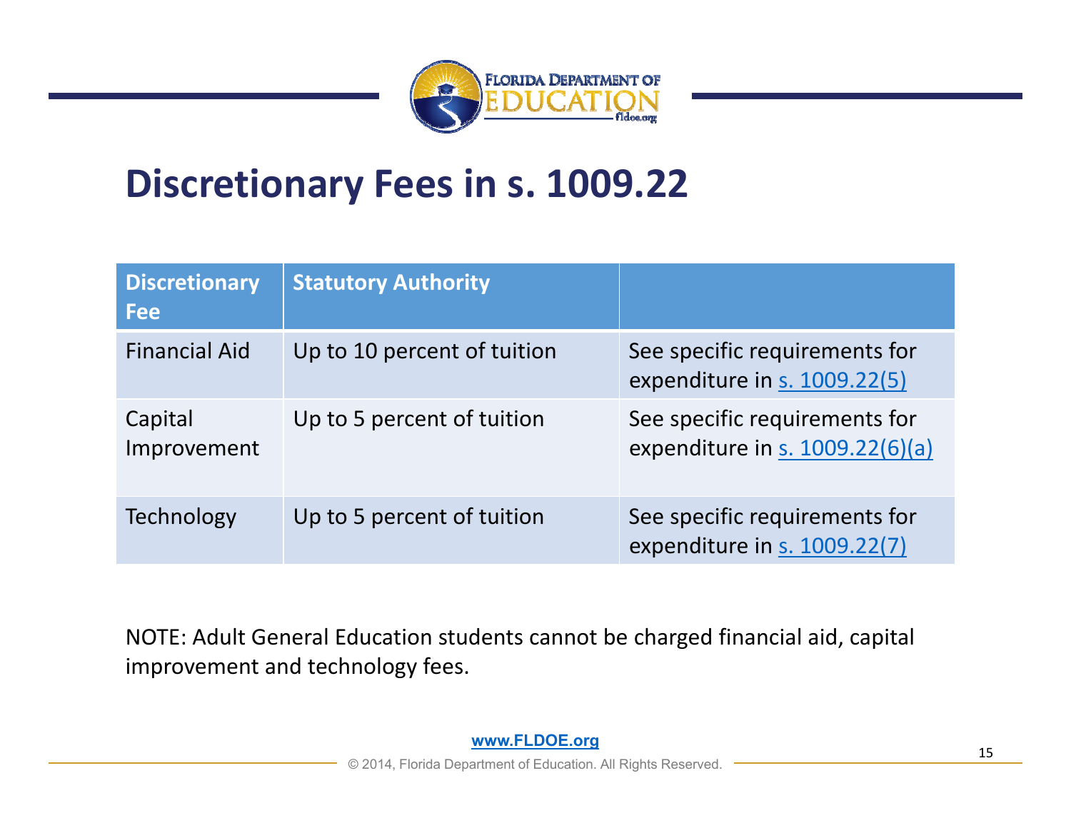# Discretionary Fees in s. 1009.22

| Discretionary Fee | Statutory Authority | |
|---|---|---|
| Financial Aid | Up to 10 percent of tuition | See specific requirements for expenditure in s. 1009.22(5) |
| Capital Improvement | Up to 5 percent of tuition | See specific requirements for expenditure in s. 1009.22(6)(a) |
| Technology | Up to 5 percent of tuition | See specific requirements for expenditure in s. 1009.22(7) |

NOTE: Adult General Education students cannot be charged financial aid, capital improvement and technology fees.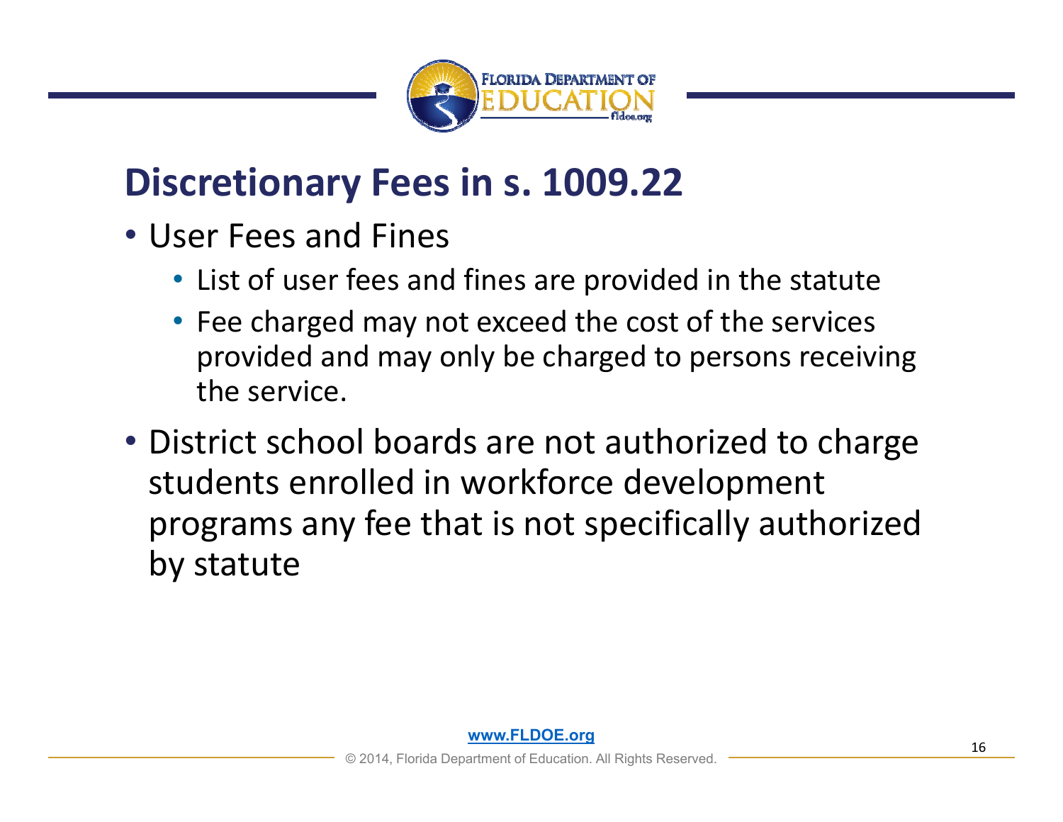# Discretionary Fees in s. 1009.22

- User Fees and Fines
  - List of user fees and fines are provided in the statute
  - Fee charged may not exceed the cost of the services provided and may only be charged to persons receiving the service.
- District school boards are not authorized to charge students enrolled in workforce development programs any fee that is not specifically authorized by statute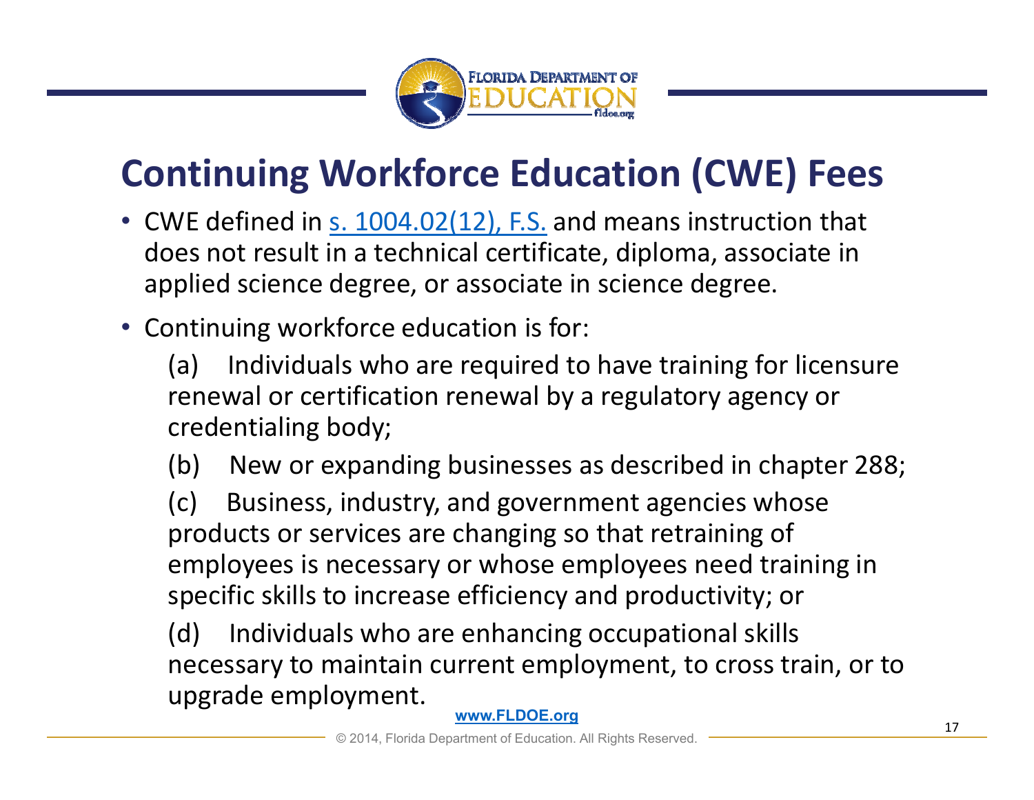# Continuing Workforce Education (CWE) Fees

- CWE defined in [s. 1004.02(12), F.S.](#) and means instruction that does not result in a technical certificate, diploma, associate in applied science degree, or associate in science degree.
- Continuing workforce education is for:

  (a) Individuals who are required to have training for licensure renewal or certification renewal by a regulatory agency or credentialing body;

  (b) New or expanding businesses as described in chapter 288;

  (c) Business, industry, and government agencies whose products or services are changing so that retraining of employees is necessary or whose employees need training in specific skills to increase efficiency and productivity; or

  (d) Individuals who are enhancing occupational skills necessary to maintain current employment, to cross train, or to upgrade employment.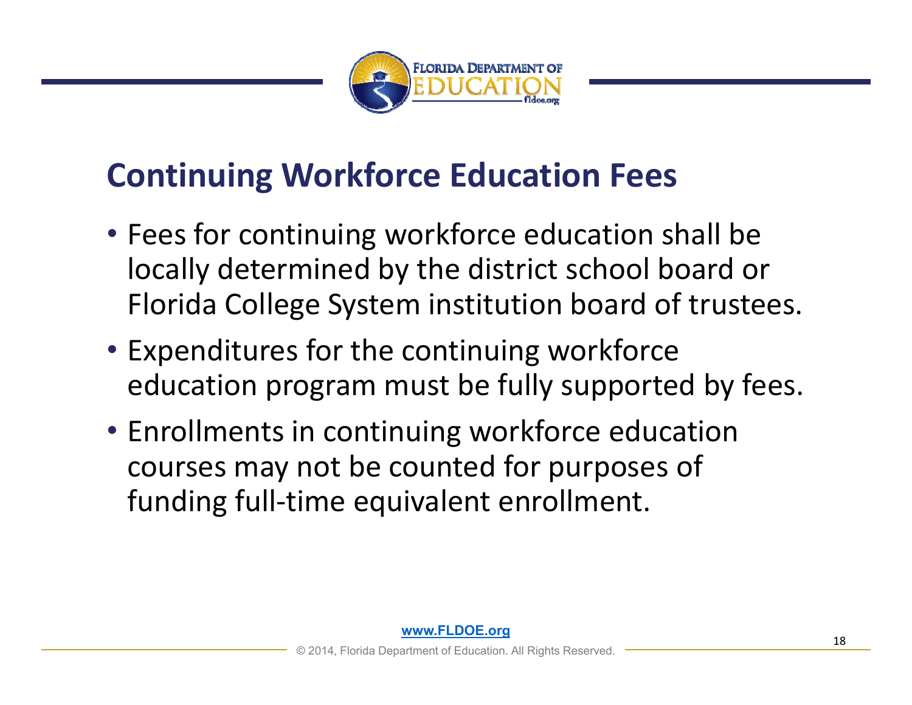## Continuing Workforce Education Fees

- Fees for continuing workforce education shall be locally determined by the district school board or Florida College System institution board of trustees.
- Expenditures for the continuing workforce education program must be fully supported by fees.
- Enrollments in continuing workforce education courses may not be counted for purposes of funding full-time equivalent enrollment.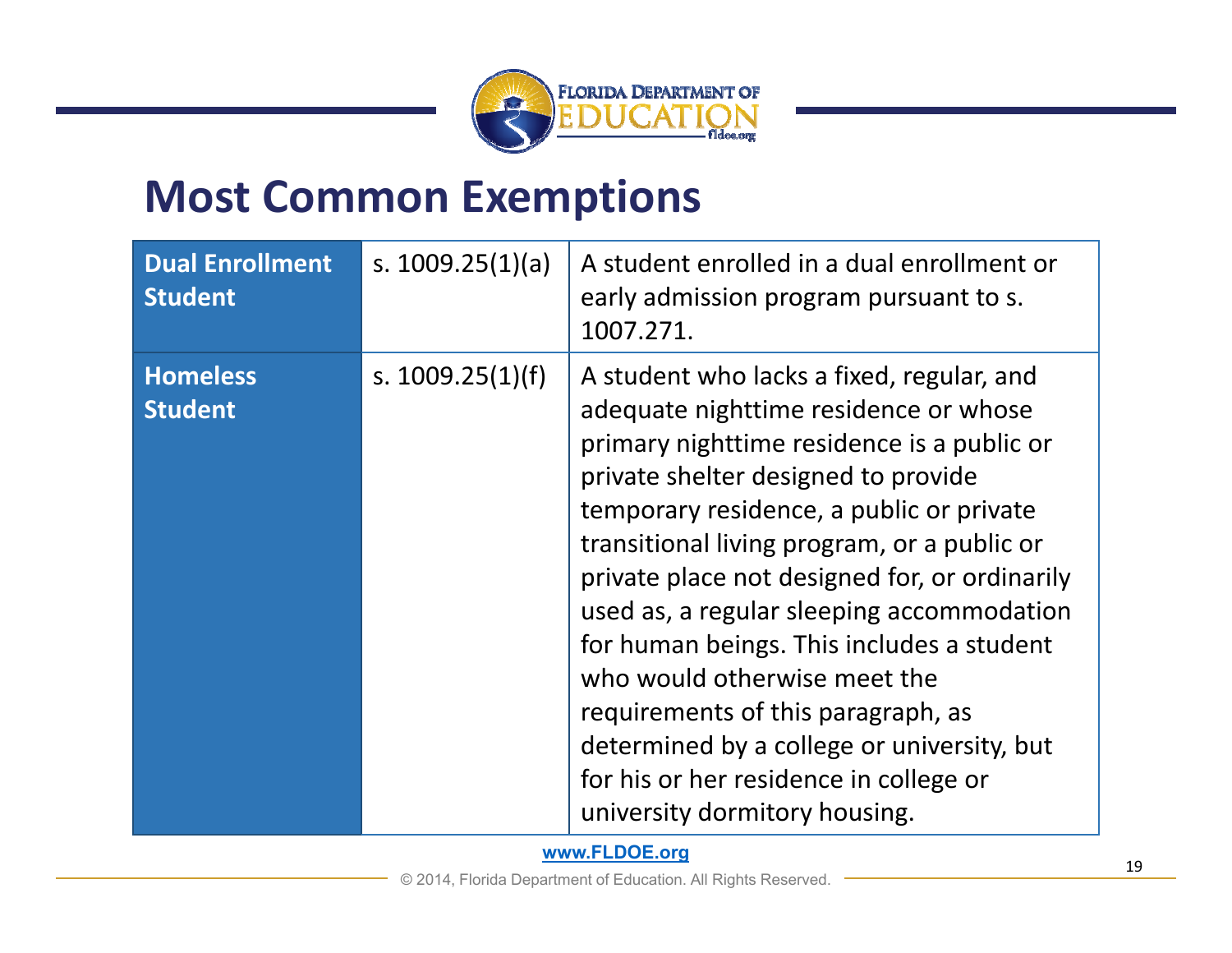# Most Common Exemptions

| | | |
|---|---|---|
| **Dual Enrollment Student** | s. 1009.25(1)(a) | A student enrolled in a dual enrollment or early admission program pursuant to s. 1007.271. |
| **Homeless Student** | s. 1009.25(1)(f) | A student who lacks a fixed, regular, and adequate nighttime residence or whose primary nighttime residence is a public or private shelter designed to provide temporary residence, a public or private transitional living program, or a public or private place not designed for, or ordinarily used as, a regular sleeping accommodation for human beings. This includes a student who would otherwise meet the requirements of this paragraph, as determined by a college or university, but for his or her residence in college or university dormitory housing. |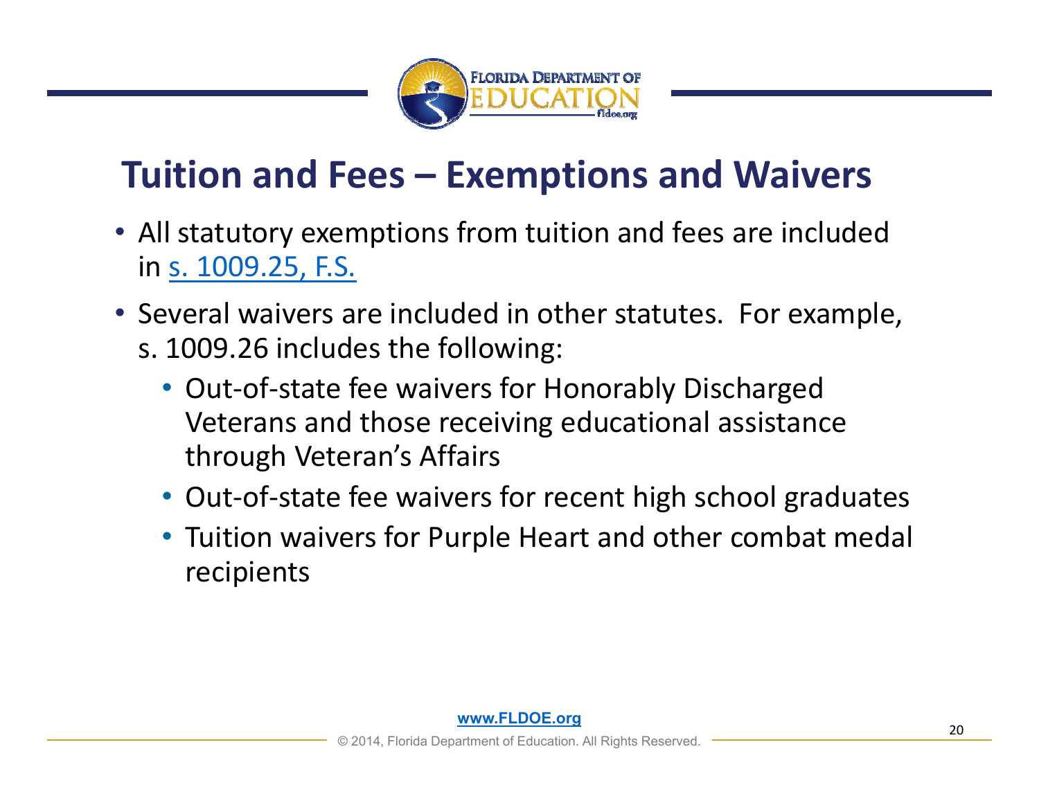# Tuition and Fees – Exemptions and Waivers

- All statutory exemptions from tuition and fees are included in s. 1009.25, F.S.
- Several waivers are included in other statutes. For example, s. 1009.26 includes the following:
  - Out-of-state fee waivers for Honorably Discharged Veterans and those receiving educational assistance through Veteran's Affairs
  - Out-of-state fee waivers for recent high school graduates
  - Tuition waivers for Purple Heart and other combat medal recipients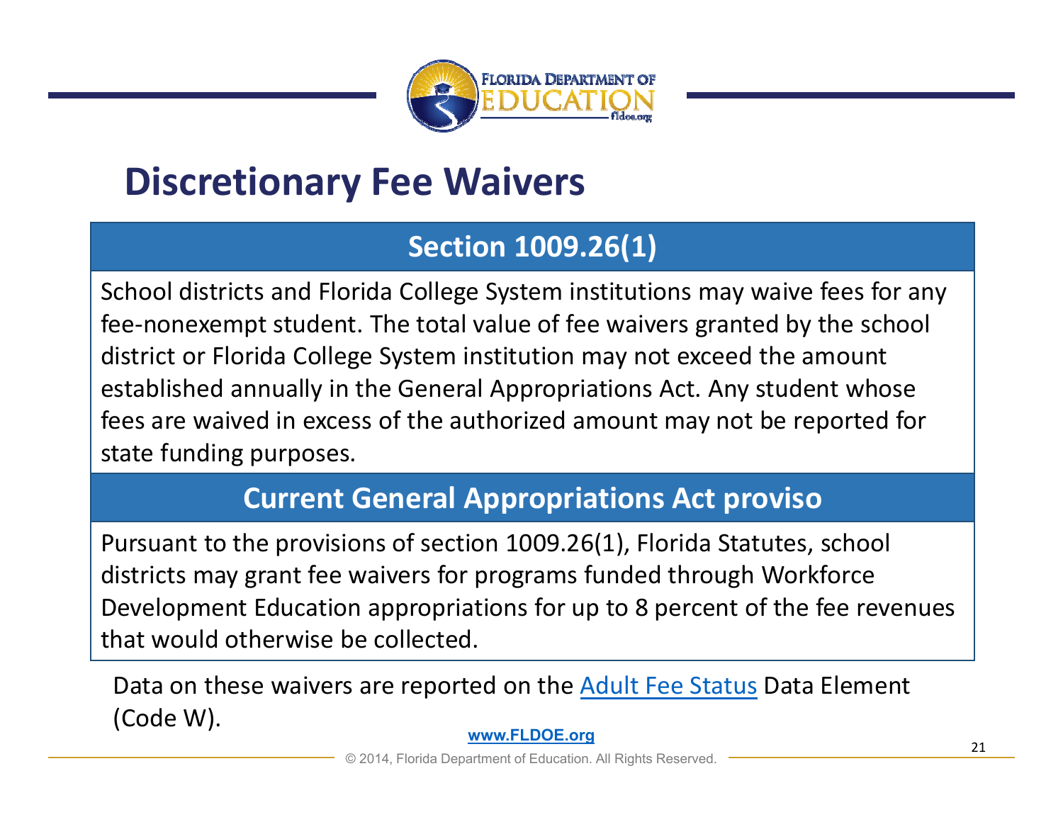# Discretionary Fee Waivers

| Section 1009.26(1) |
| --- |
| School districts and Florida College System institutions may waive fees for any fee-nonexempt student. The total value of fee waivers granted by the school district or Florida College System institution may not exceed the amount established annually in the General Appropriations Act. Any student whose fees are waived in excess of the authorized amount may not be reported for state funding purposes. |
| **Current General Appropriations Act proviso** |
| Pursuant to the provisions of section 1009.26(1), Florida Statutes, school districts may grant fee waivers for programs funded through Workforce Development Education appropriations for up to 8 percent of the fee revenues that would otherwise be collected. |

Data on these waivers are reported on the [Adult Fee Status]() Data Element (Code W).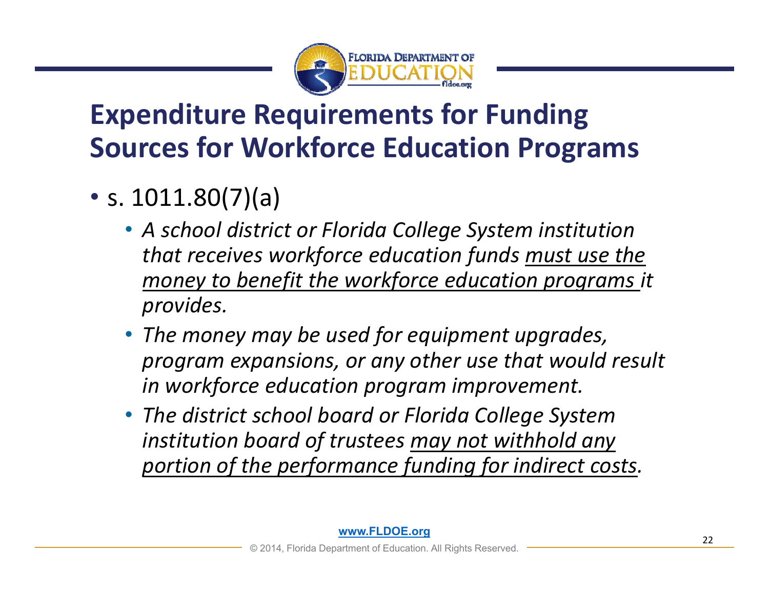# Expenditure Requirements for Funding Sources for Workforce Education Programs

- s. 1011.80(7)(a)
  - *A school district or Florida College System institution that receives workforce education funds <u>must use the money to benefit the workforce education programs</u> it provides.*
  - *The money may be used for equipment upgrades, program expansions, or any other use that would result in workforce education program improvement.*
  - *The district school board or Florida College System institution board of trustees <u>may not withhold any portion of the performance funding for indirect costs</u>.*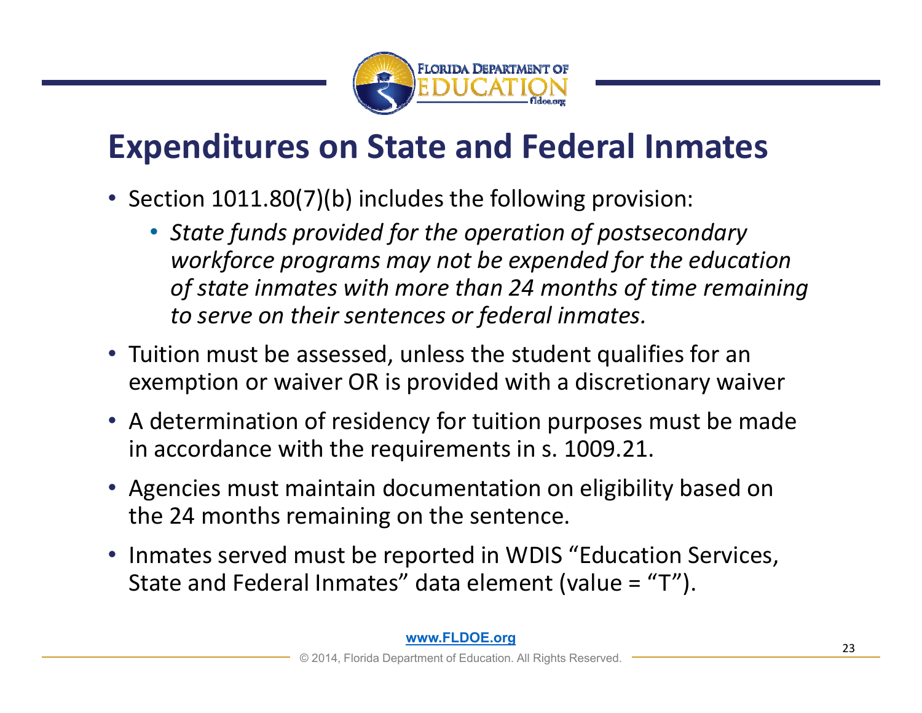## Expenditures on State and Federal Inmates

- Section 1011.80(7)(b) includes the following provision:
  - *State funds provided for the operation of postsecondary workforce programs may not be expended for the education of state inmates with more than 24 months of time remaining to serve on their sentences or federal inmates.*
- Tuition must be assessed, unless the student qualifies for an exemption or waiver OR is provided with a discretionary waiver
- A determination of residency for tuition purposes must be made in accordance with the requirements in s. 1009.21.
- Agencies must maintain documentation on eligibility based on the 24 months remaining on the sentence.
- Inmates served must be reported in WDIS "Education Services, State and Federal Inmates" data element (value = "T").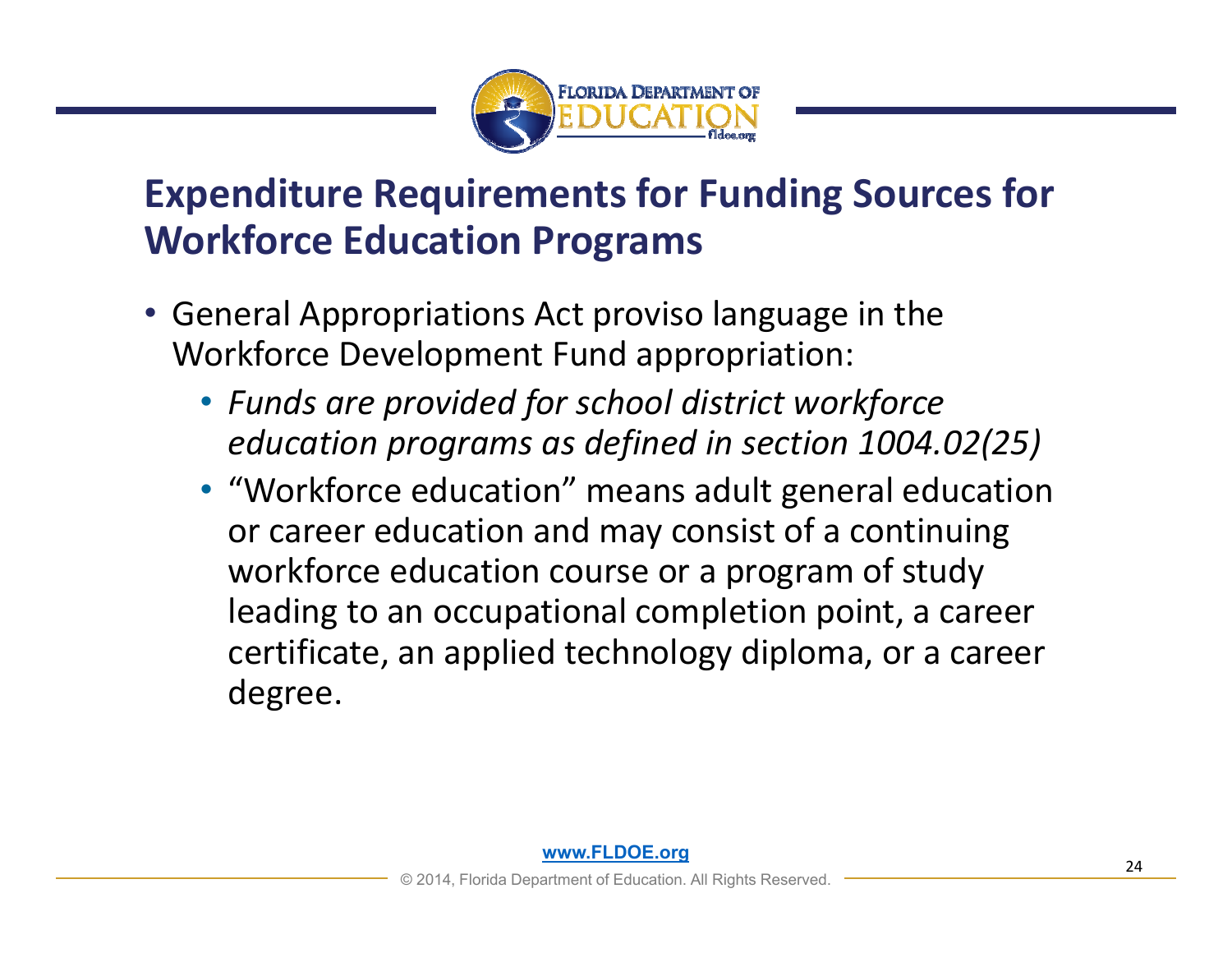## Expenditure Requirements for Funding Sources for Workforce Education Programs

- General Appropriations Act proviso language in the Workforce Development Fund appropriation:
  - *Funds are provided for school district workforce education programs as defined in section 1004.02(25)*
  - "Workforce education" means adult general education or career education and may consist of a continuing workforce education course or a program of study leading to an occupational completion point, a career certificate, an applied technology diploma, or a career degree.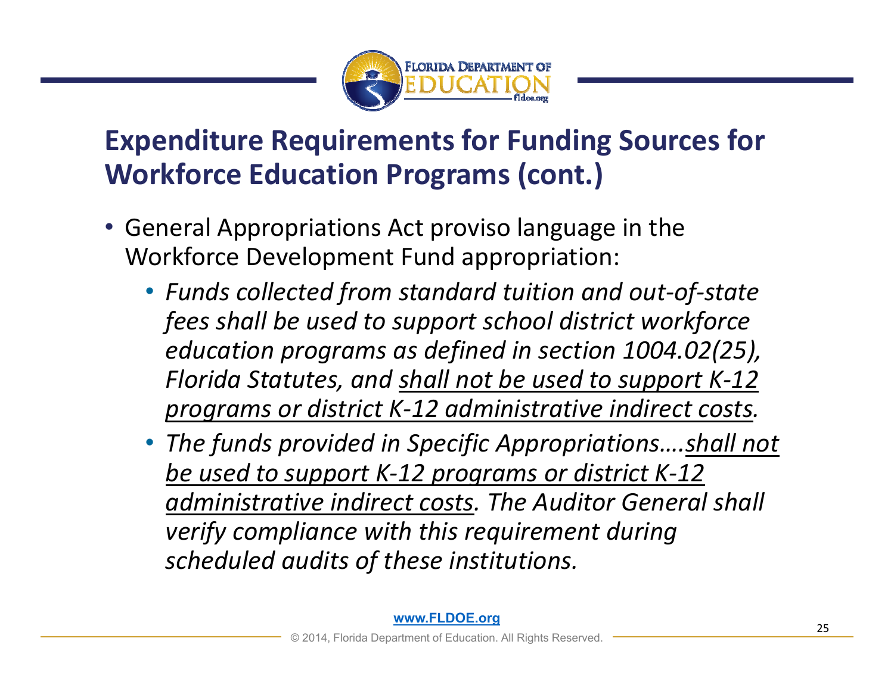## Expenditure Requirements for Funding Sources for Workforce Education Programs (cont.)

- General Appropriations Act proviso language in the Workforce Development Fund appropriation:
  - *Funds collected from standard tuition and out-of-state fees shall be used to support school district workforce education programs as defined in section 1004.02(25), Florida Statutes, and <u>shall not be used to support K-12 programs or district K-12 administrative indirect costs</u>.*
  - *The funds provided in Specific Appropriations….<u>shall not be used to support K-12 programs or district K-12 administrative indirect costs</u>. The Auditor General shall verify compliance with this requirement during scheduled audits of these institutions.*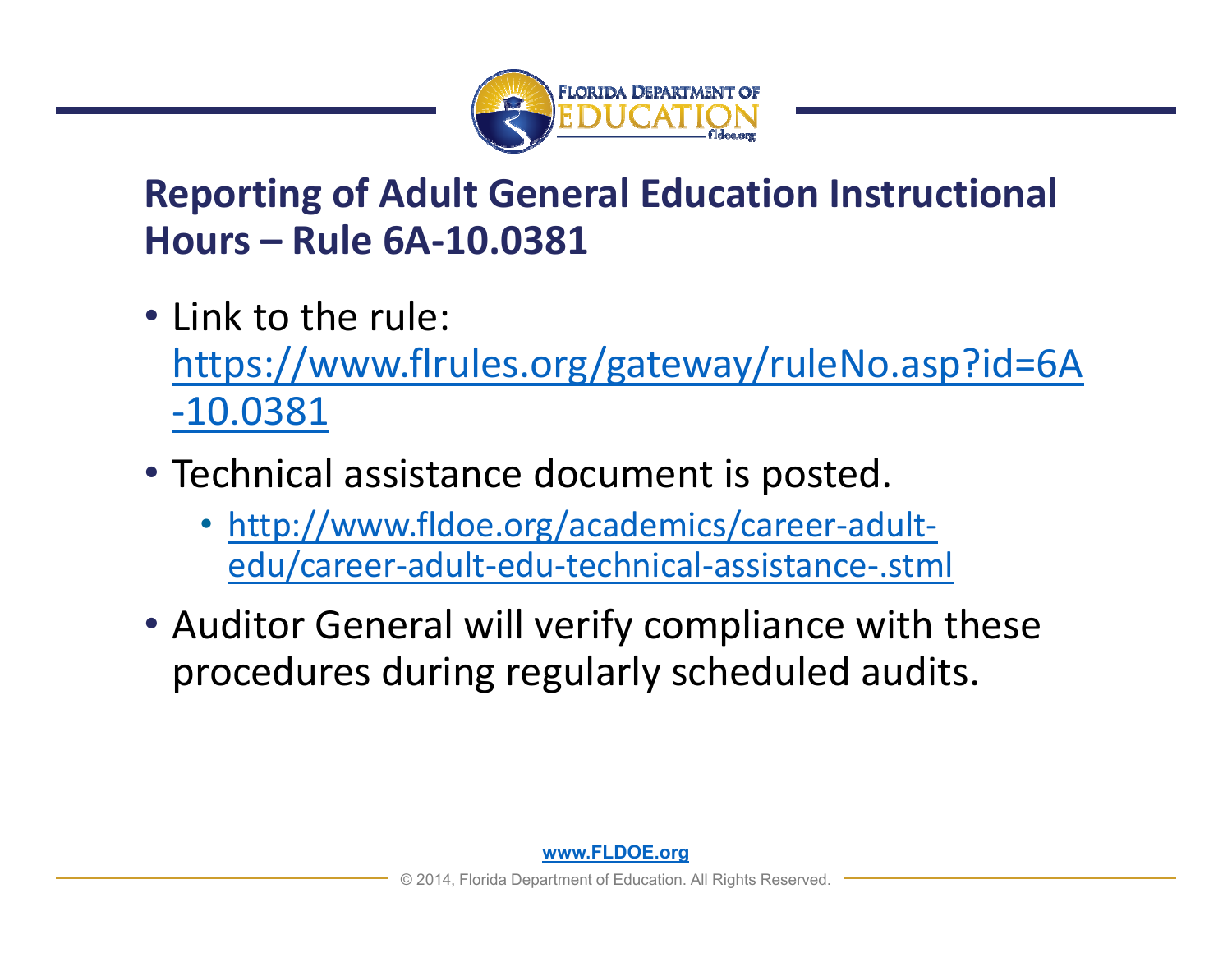## Reporting of Adult General Education Instructional Hours – Rule 6A-10.0381

- Link to the rule: https://www.flrules.org/gateway/ruleNo.asp?id=6A-10.0381
- Technical assistance document is posted.
  - http://www.fldoe.org/academics/career-adult-edu/career-adult-edu-technical-assistance-.stml
- Auditor General will verify compliance with these procedures during regularly scheduled audits.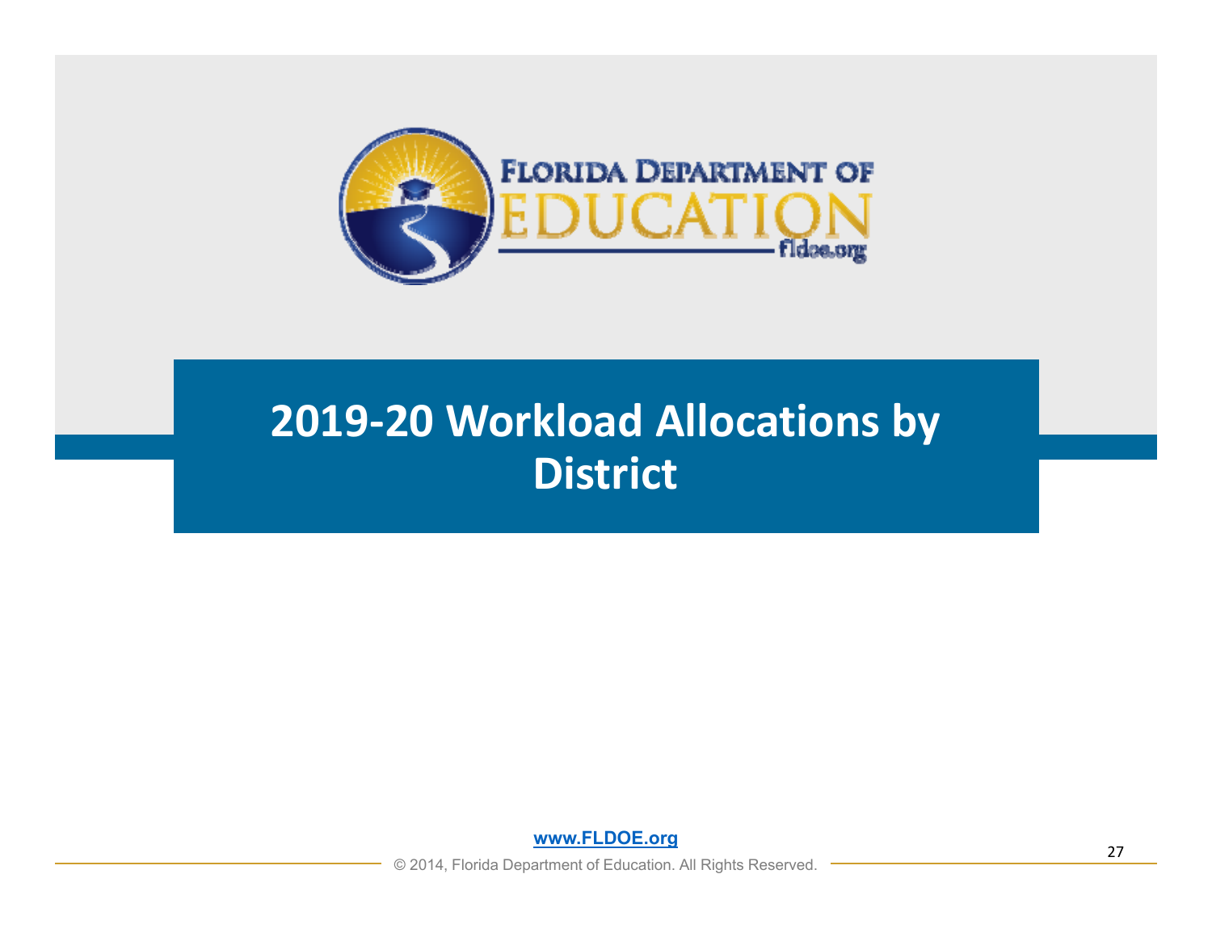# 2019-20 Workload Allocations by District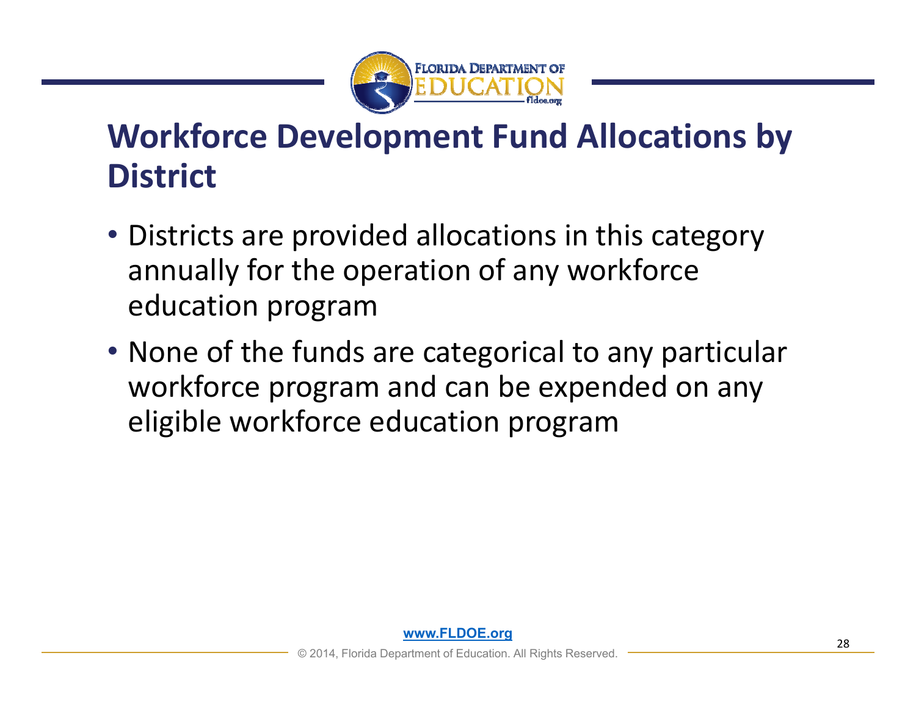# Workforce Development Fund Allocations by District

- Districts are provided allocations in this category annually for the operation of any workforce education program
- None of the funds are categorical to any particular workforce program and can be expended on any eligible workforce education program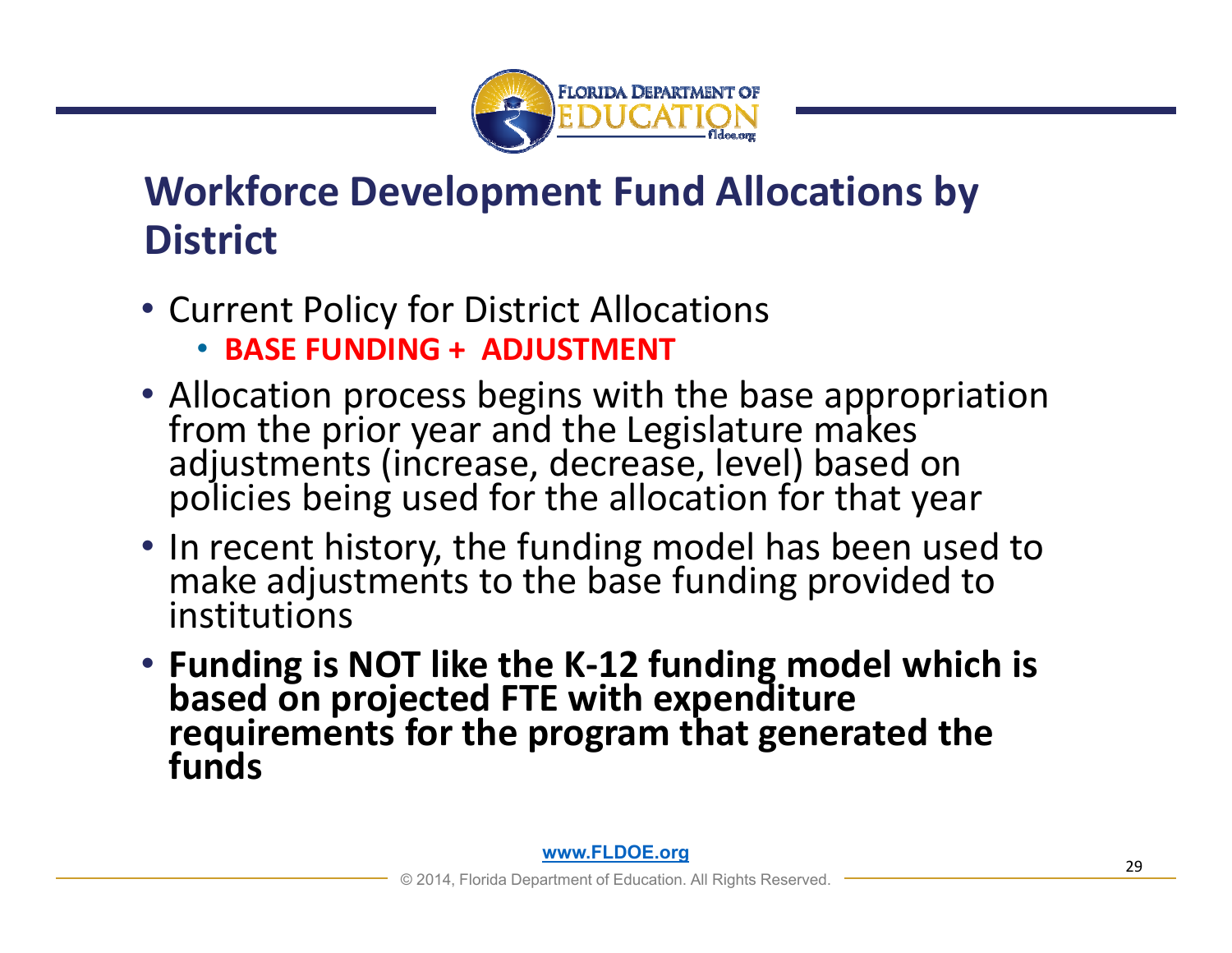## Workforce Development Fund Allocations by District

- Current Policy for District Allocations
  - **BASE FUNDING + ADJUSTMENT**
- Allocation process begins with the base appropriation from the prior year and the Legislature makes adjustments (increase, decrease, level) based on policies being used for the allocation for that year
- In recent history, the funding model has been used to make adjustments to the base funding provided to institutions
- **Funding is NOT like the K-12 funding model which is based on projected FTE with expenditure requirements for the program that generated the funds**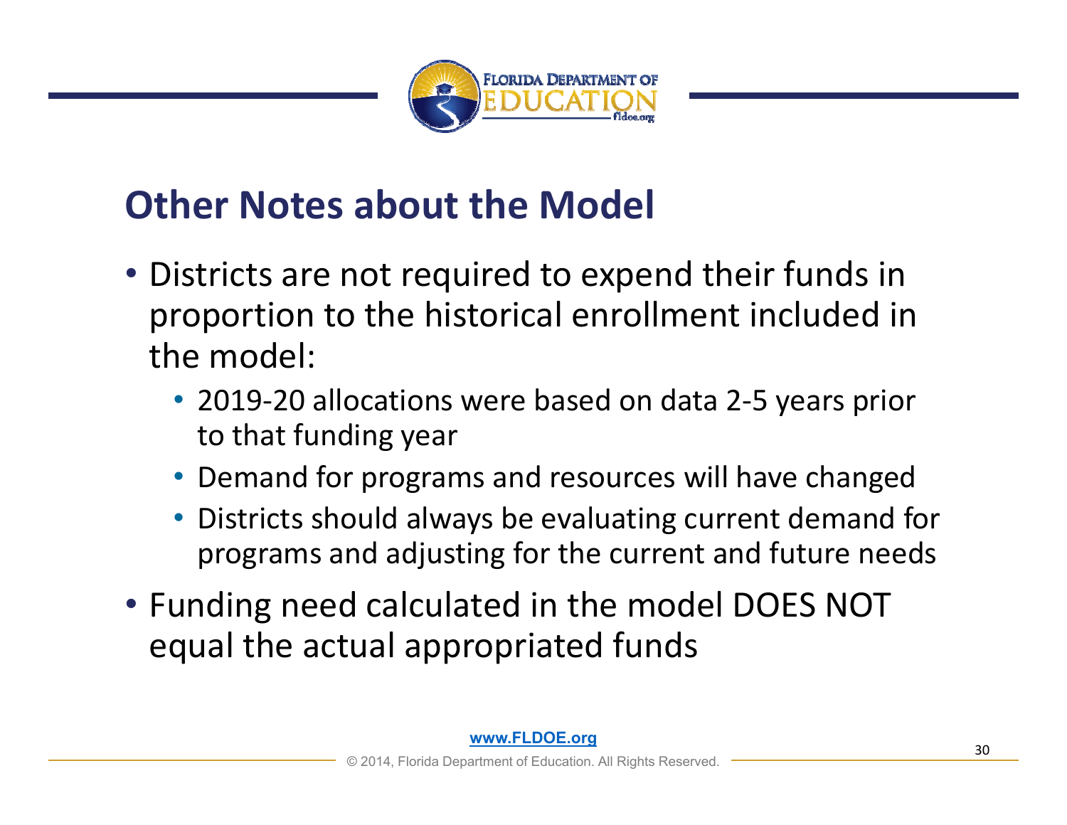## Other Notes about the Model

- Districts are not required to expend their funds in proportion to the historical enrollment included in the model:
  - 2019-20 allocations were based on data 2-5 years prior to that funding year
  - Demand for programs and resources will have changed
  - Districts should always be evaluating current demand for programs and adjusting for the current and future needs
- Funding need calculated in the model DOES NOT equal the actual appropriated funds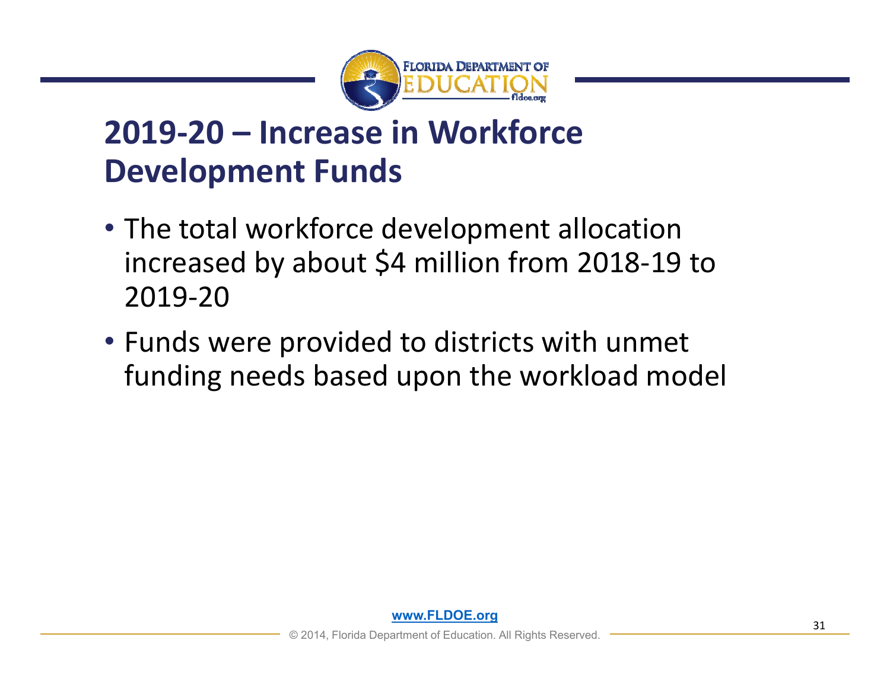## 2019-20 – Increase in Workforce Development Funds

- The total workforce development allocation increased by about $4 million from 2018-19 to 2019-20
- Funds were provided to districts with unmet funding needs based upon the workload model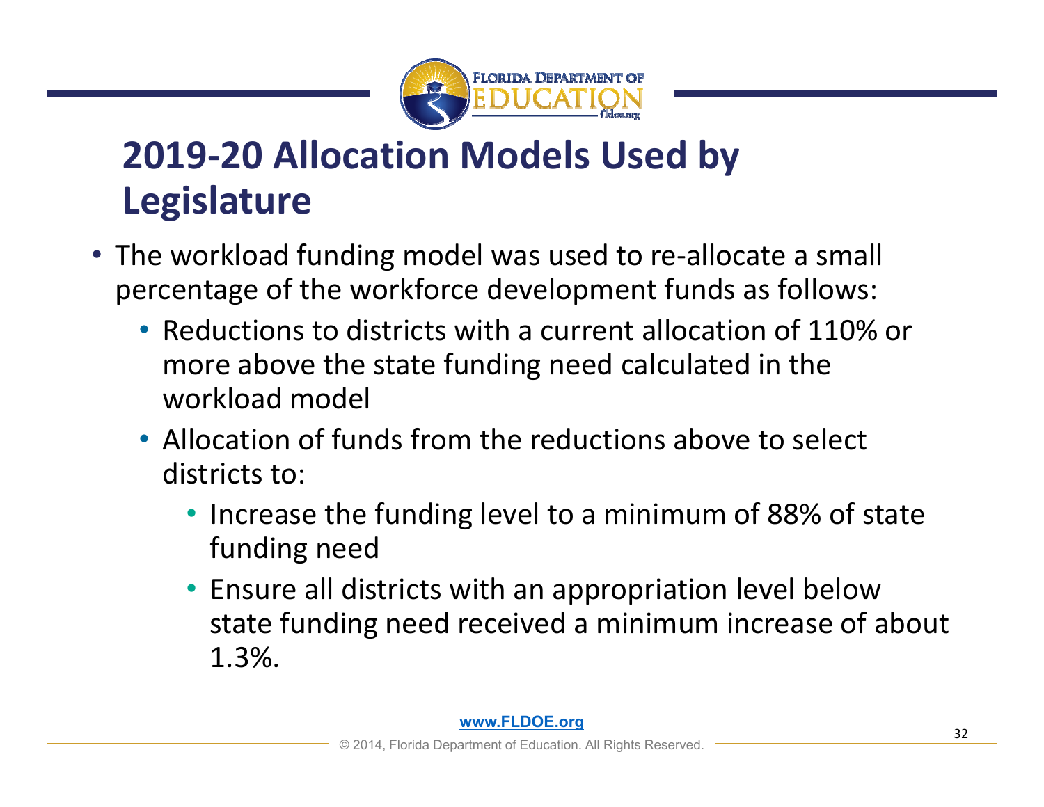# 2019-20 Allocation Models Used by Legislature

- The workload funding model was used to re-allocate a small percentage of the workforce development funds as follows:
  - Reductions to districts with a current allocation of 110% or more above the state funding need calculated in the workload model
  - Allocation of funds from the reductions above to select districts to:
    - Increase the funding level to a minimum of 88% of state funding need
    - Ensure all districts with an appropriation level below state funding need received a minimum increase of about 1.3%.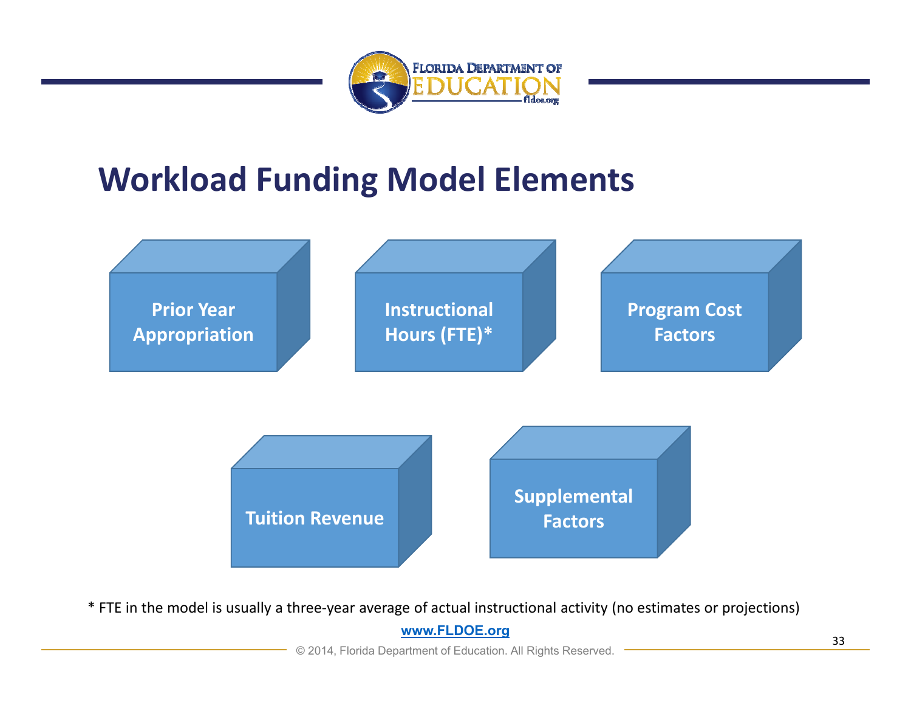# Workload Funding Model Elements

- Prior Year Appropriation
- Instructional Hours (FTE)*
- Program Cost Factors
- Tuition Revenue
- Supplemental Factors

\* FTE in the model is usually a three-year average of actual instructional activity (no estimates or projections)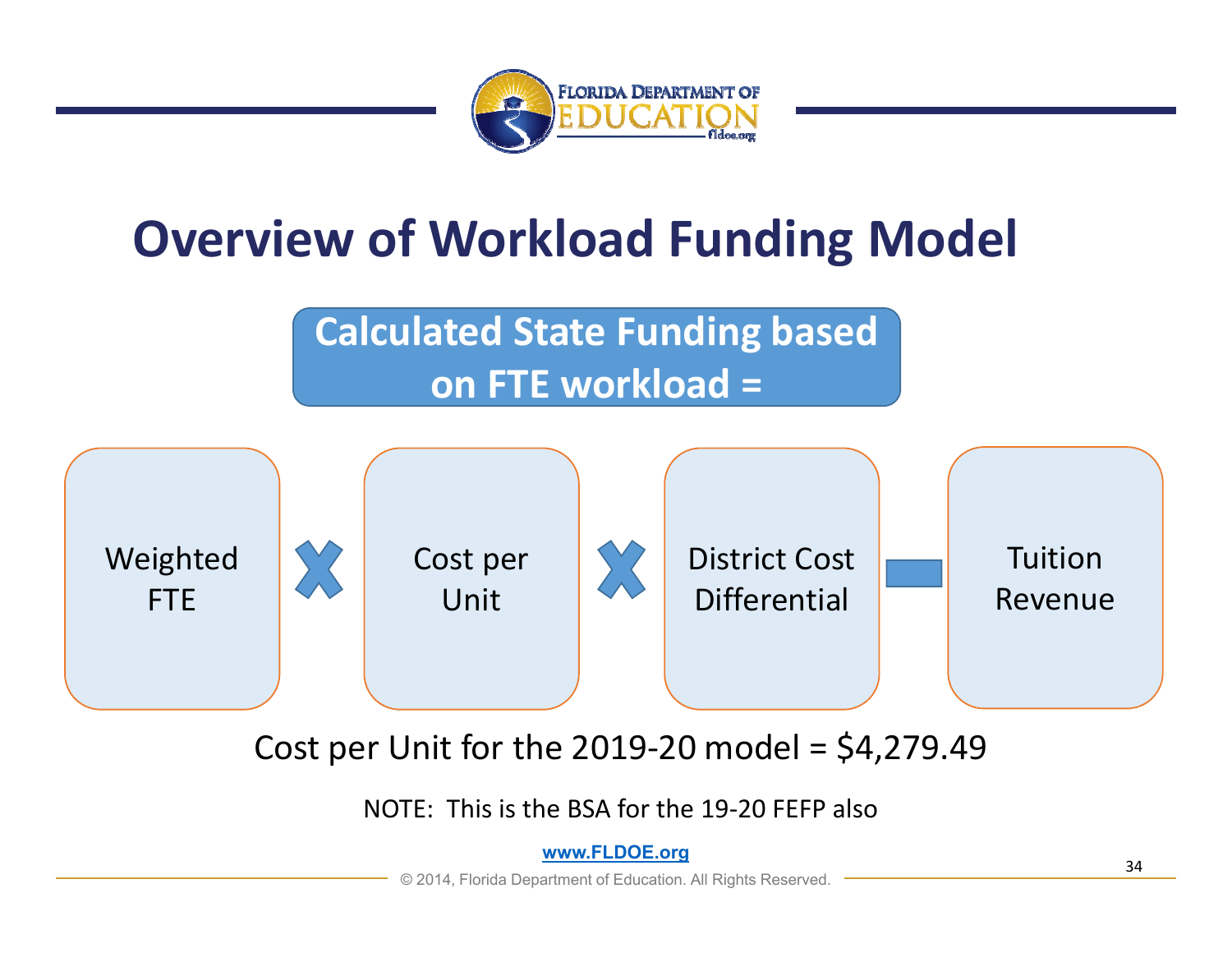# Overview of Workload Funding Model

**Calculated State Funding based on FTE workload =**

Weighted FTE × Cost per Unit × District Cost Differential − Tuition Revenue

Cost per Unit for the 2019-20 model = $4,279.49

NOTE: This is the BSA for the 19-20 FEFP also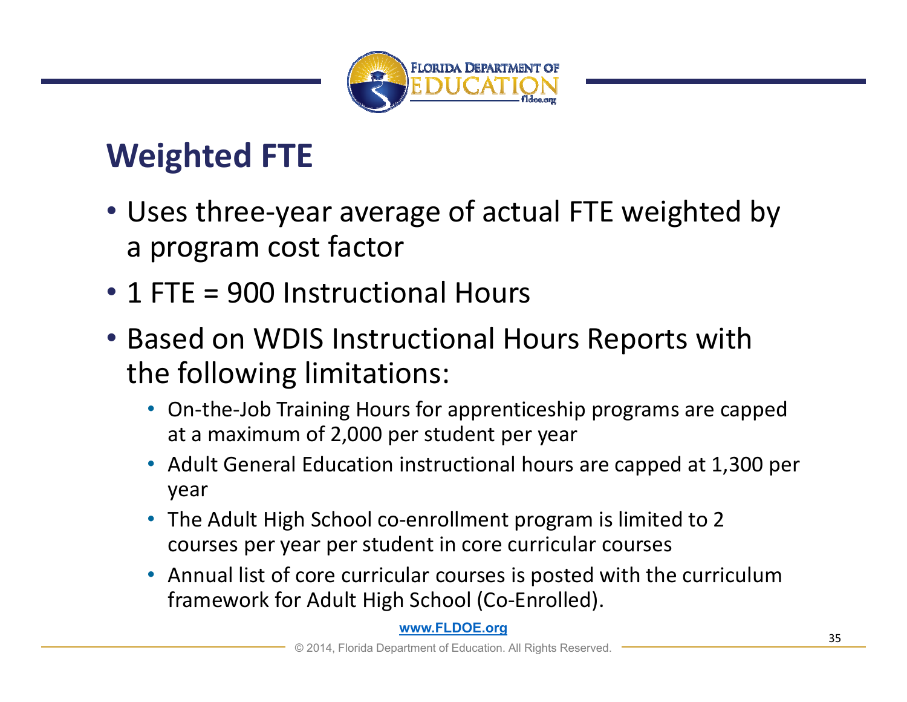# Weighted FTE

- Uses three-year average of actual FTE weighted by a program cost factor
- 1 FTE = 900 Instructional Hours
- Based on WDIS Instructional Hours Reports with the following limitations:
  - On-the-Job Training Hours for apprenticeship programs are capped at a maximum of 2,000 per student per year
  - Adult General Education instructional hours are capped at 1,300 per year
  - The Adult High School co-enrollment program is limited to 2 courses per year per student in core curricular courses
  - Annual list of core curricular courses is posted with the curriculum framework for Adult High School (Co-Enrolled).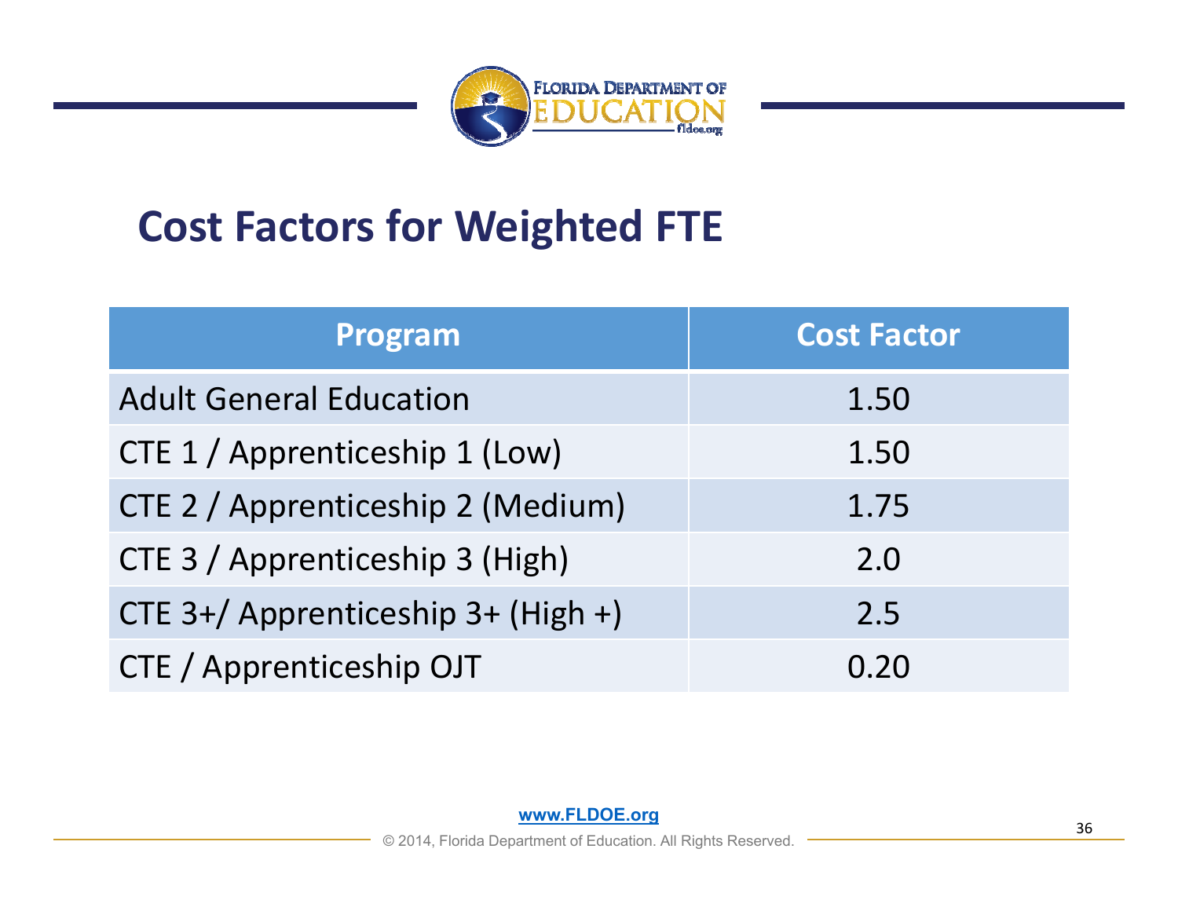# Cost Factors for Weighted FTE

| Program | Cost Factor |
|---|---|
| Adult General Education | 1.50 |
| CTE 1 / Apprenticeship 1 (Low) | 1.50 |
| CTE 2 / Apprenticeship 2 (Medium) | 1.75 |
| CTE 3 / Apprenticeship 3 (High) | 2.0 |
| CTE 3+/ Apprenticeship 3+ (High +) | 2.5 |
| CTE / Apprenticeship OJT | 0.20 |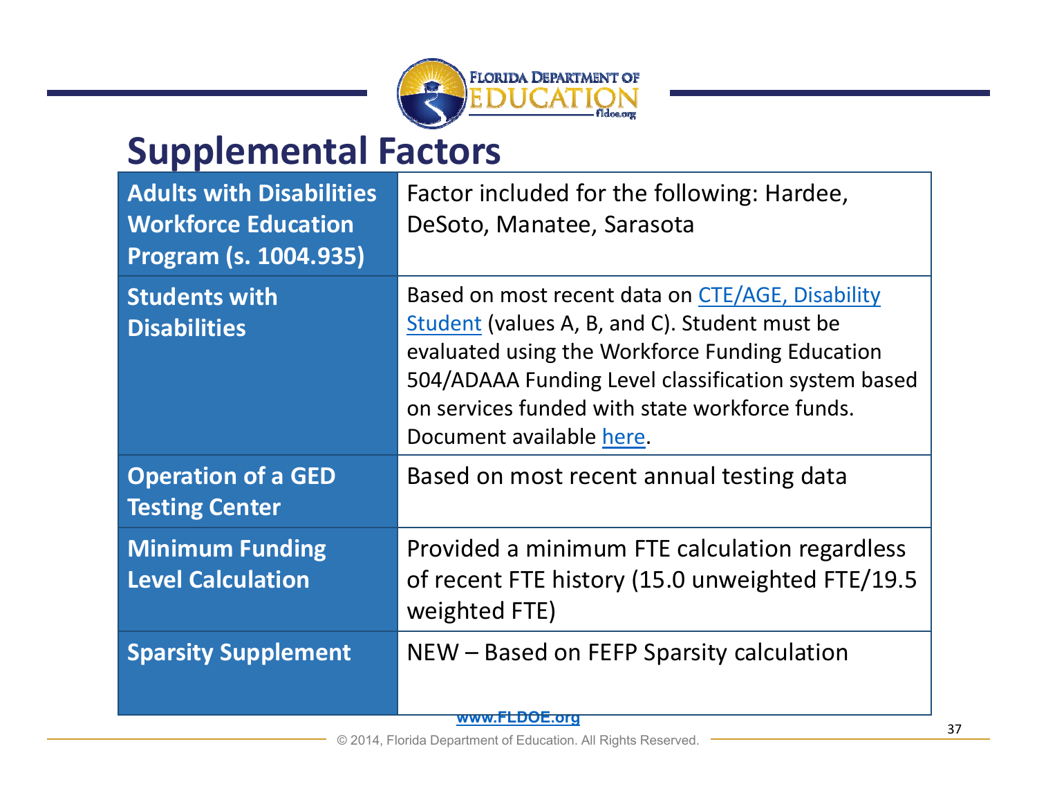# Supplemental Factors

| | |
|---|---|
| **Adults with Disabilities Workforce Education Program (s. 1004.935)** | Factor included for the following: Hardee, DeSoto, Manatee, Sarasota |
| **Students with Disabilities** | Based on most recent data on CTE/AGE, Disability Student (values A, B, and C). Student must be evaluated using the Workforce Funding Education 504/ADAAA Funding Level classification system based on services funded with state workforce funds. Document available here. |
| **Operation of a GED Testing Center** | Based on most recent annual testing data |
| **Minimum Funding Level Calculation** | Provided a minimum FTE calculation regardless of recent FTE history (15.0 unweighted FTE/19.5 weighted FTE) |
| **Sparsity Supplement** | NEW – Based on FEFP Sparsity calculation |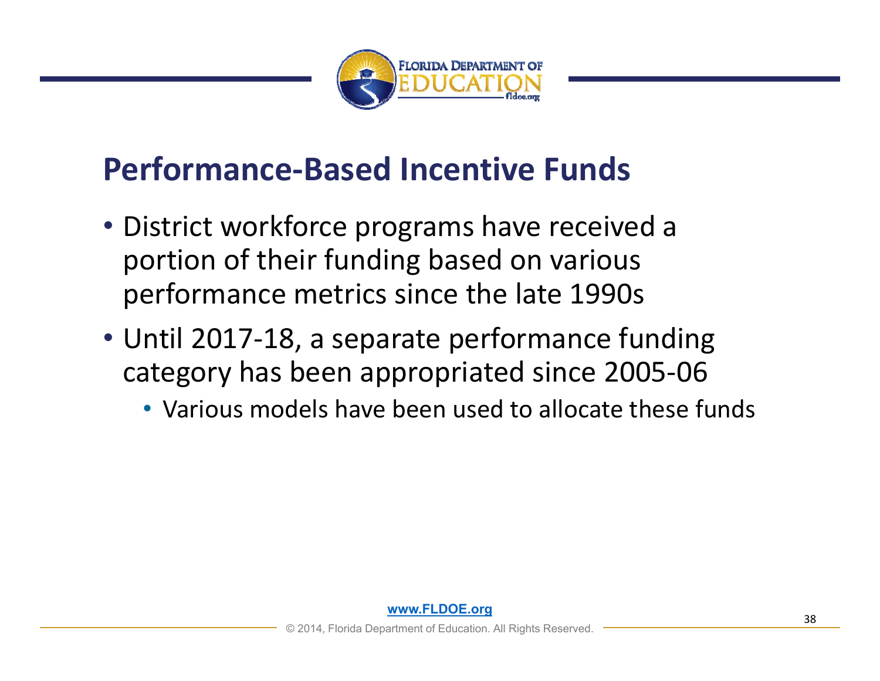## Performance-Based Incentive Funds

- District workforce programs have received a portion of their funding based on various performance metrics since the late 1990s
- Until 2017-18, a separate performance funding category has been appropriated since 2005-06
  - Various models have been used to allocate these funds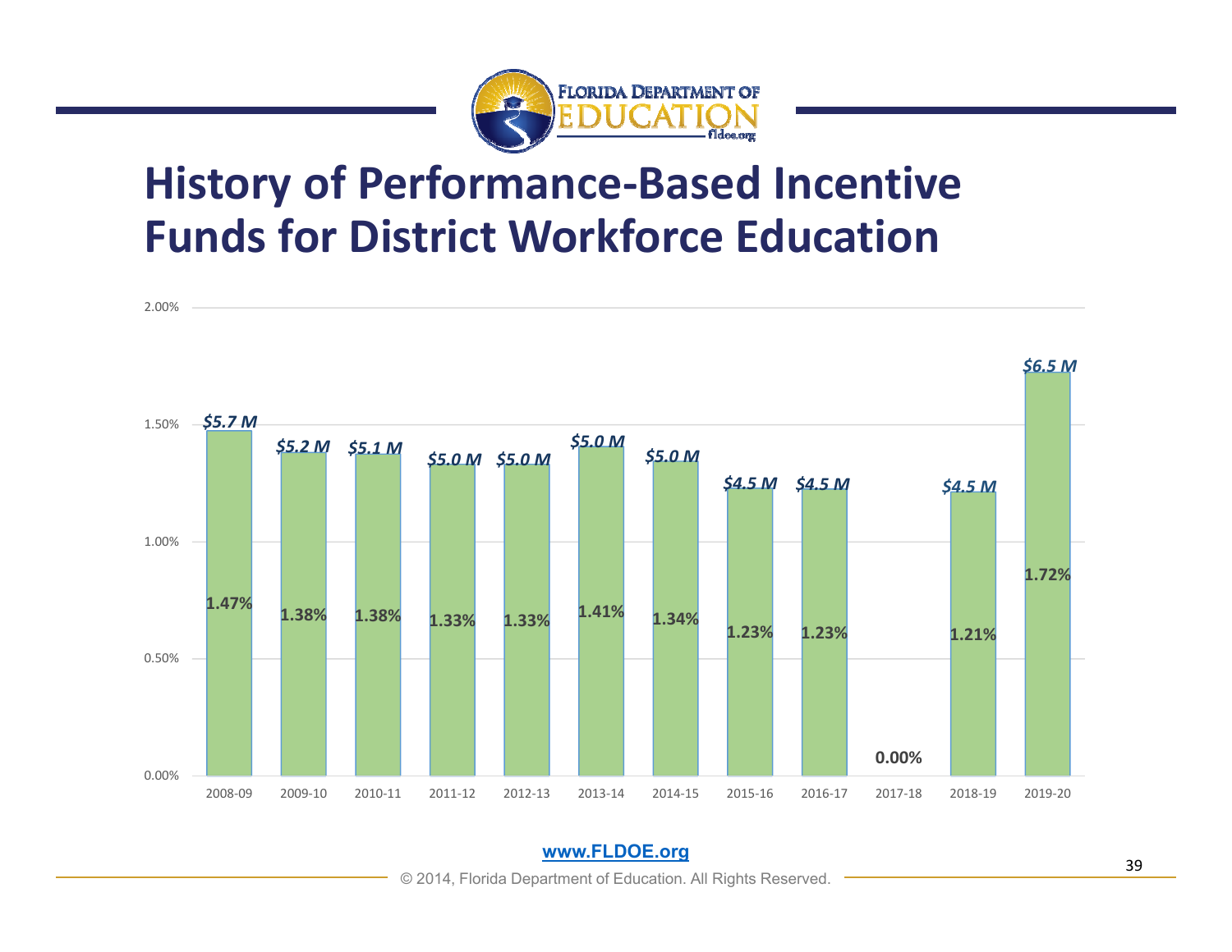# History of Performance-Based Incentive Funds for District Workforce Education

| Year | Amount | Percentage |
|---|---|---|
| 2008-09 | $5.7 M | 1.47% |
| 2009-10 | $5.2 M | 1.38% |
| 2010-11 | $5.1 M | 1.38% |
| 2011-12 | $5.0 M | 1.33% |
| 2012-13 | $5.0 M | 1.33% |
| 2013-14 | $5.0 M | 1.41% |
| 2014-15 | $5.0 M | 1.34% |
| 2015-16 | $4.5 M | 1.23% |
| 2016-17 | $4.5 M | 1.23% |
| 2017-18 | | 0.00% |
| 2018-19 | $4.5 M | 1.21% |
| 2019-20 | $6.5 M | 1.72% |

www.FLDOE.org

© 2014, Florida Department of Education. All Rights Reserved.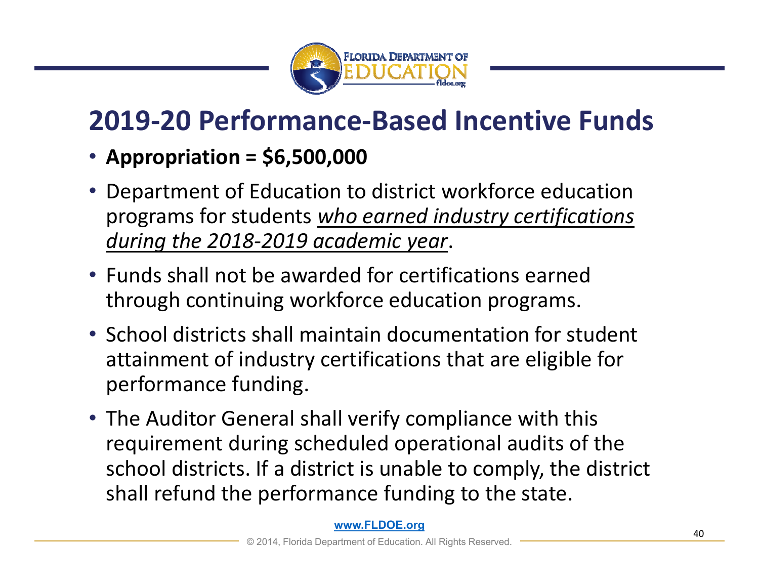# 2019-20 Performance-Based Incentive Funds

- **Appropriation = $6,500,000**
- Department of Education to district workforce education programs for students <u>*who earned industry certifications during the 2018-2019 academic year*</u>.
- Funds shall not be awarded for certifications earned through continuing workforce education programs.
- School districts shall maintain documentation for student attainment of industry certifications that are eligible for performance funding.
- The Auditor General shall verify compliance with this requirement during scheduled operational audits of the school districts. If a district is unable to comply, the district shall refund the performance funding to the state.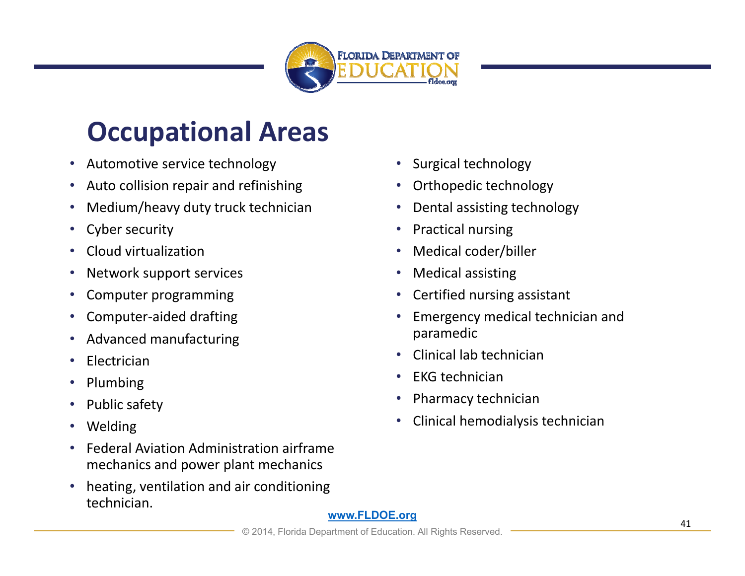# Occupational Areas

- Automotive service technology
- Auto collision repair and refinishing
- Medium/heavy duty truck technician
- Cyber security
- Cloud virtualization
- Network support services
- Computer programming
- Computer-aided drafting
- Advanced manufacturing
- Electrician
- Plumbing
- Public safety
- Welding
- Federal Aviation Administration airframe mechanics and power plant mechanics
- heating, ventilation and air conditioning technician.
- Surgical technology
- Orthopedic technology
- Dental assisting technology
- Practical nursing
- Medical coder/biller
- Medical assisting
- Certified nursing assistant
- Emergency medical technician and paramedic
- Clinical lab technician
- EKG technician
- Pharmacy technician
- Clinical hemodialysis technician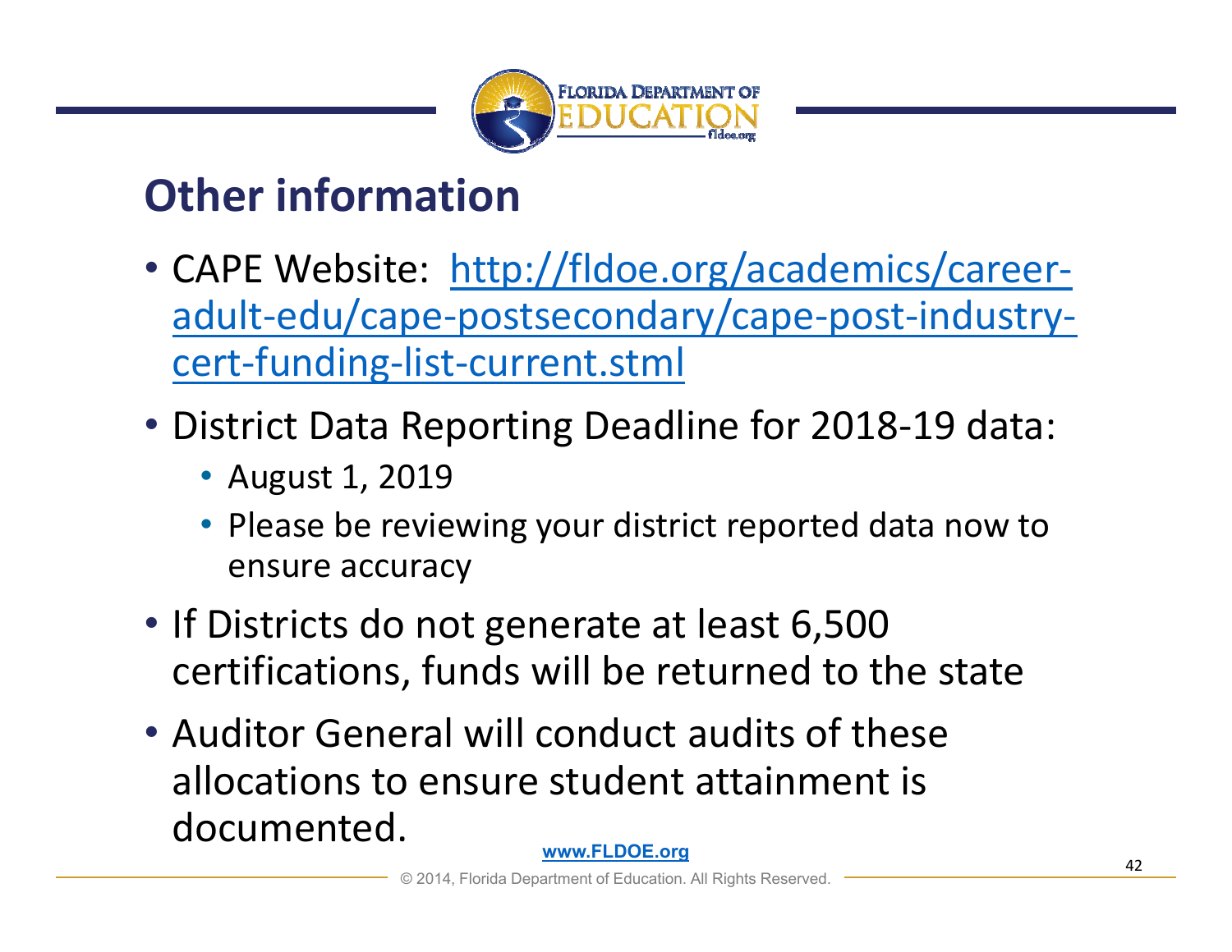# Other information

- CAPE Website: [http://fldoe.org/academics/career-adult-edu/cape-postsecondary/cape-post-industry-cert-funding-list-current.stml](http://fldoe.org/academics/career-adult-edu/cape-postsecondary/cape-post-industry-cert-funding-list-current.stml)
- District Data Reporting Deadline for 2018-19 data:
  - August 1, 2019
  - Please be reviewing your district reported data now to ensure accuracy
- If Districts do not generate at least 6,500 certifications, funds will be returned to the state
- Auditor General will conduct audits of these allocations to ensure student attainment is documented.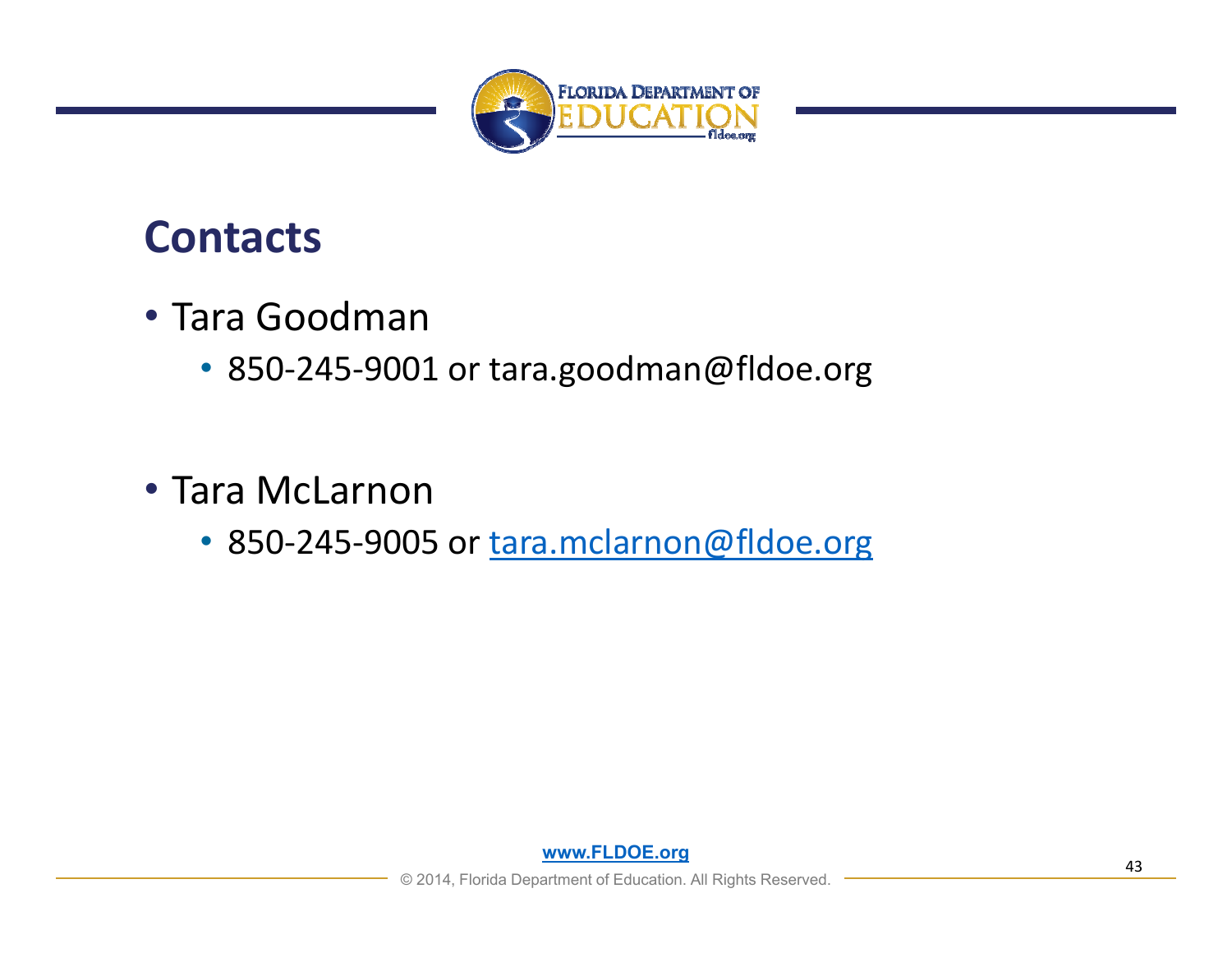## Contacts

- Tara Goodman
  - 850-245-9001 or tara.goodman@fldoe.org

- Tara McLarnon
  - 850-245-9005 or tara.mclarnon@fldoe.org